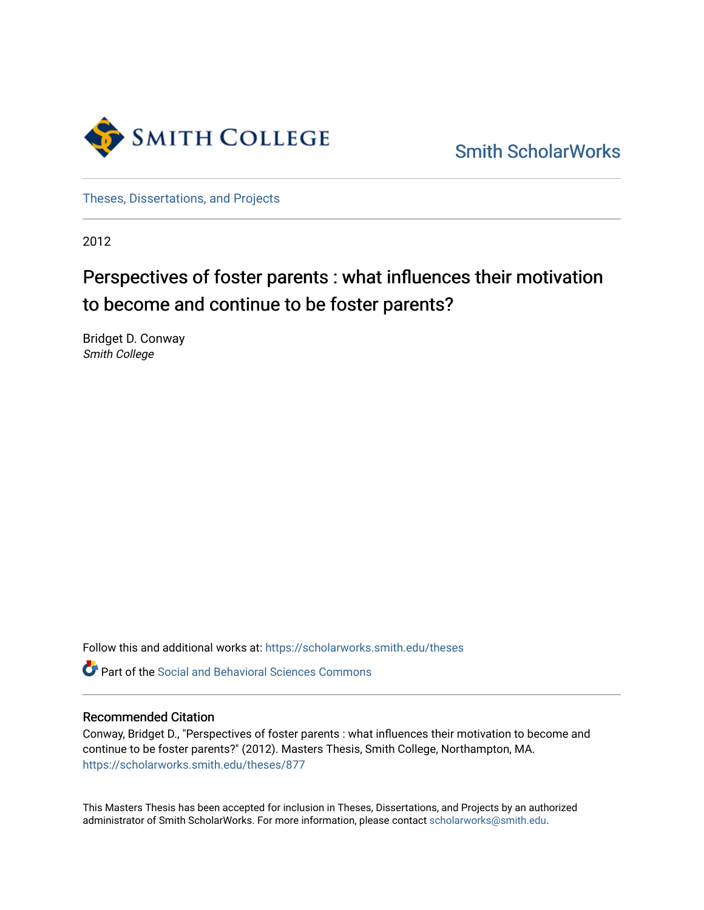Smith College

Smith ScholarWorks

Theses, Dissertations, and Projects

2012

# Perspectives of foster parents : what influences their motivation to become and continue to be foster parents?

Bridget D. Conway
*Smith College*

Follow this and additional works at: https://scholarworks.smith.edu/theses

Part of the Social and Behavioral Sciences Commons

## Recommended Citation

Conway, Bridget D., "Perspectives of foster parents : what influences their motivation to become and continue to be foster parents?" (2012). Masters Thesis, Smith College, Northampton, MA.
https://scholarworks.smith.edu/theses/877

This Masters Thesis has been accepted for inclusion in Theses, Dissertations, and Projects by an authorized administrator of Smith ScholarWorks. For more information, please contact scholarworks@smith.edu.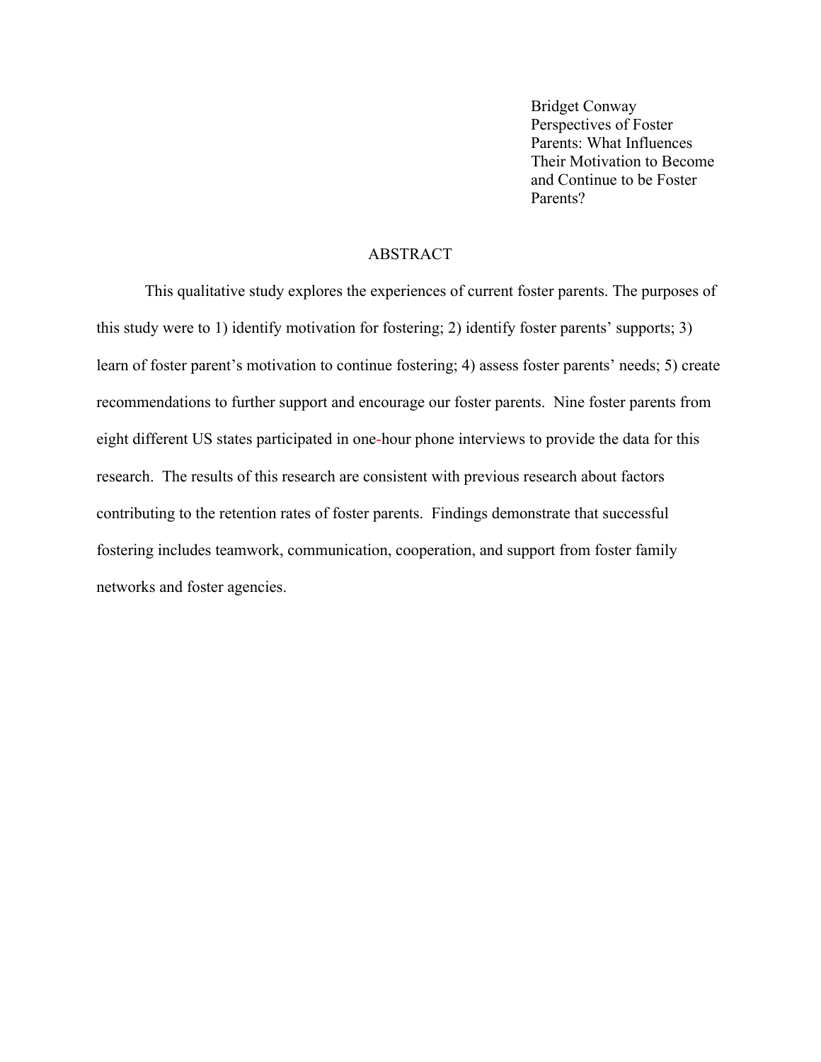Bridget Conway
Perspectives of Foster Parents: What Influences Their Motivation to Become and Continue to be Foster Parents?

## ABSTRACT

This qualitative study explores the experiences of current foster parents. The purposes of this study were to 1) identify motivation for fostering; 2) identify foster parents' supports; 3) learn of foster parent's motivation to continue fostering; 4) assess foster parents' needs; 5) create recommendations to further support and encourage our foster parents. Nine foster parents from eight different US states participated in one-hour phone interviews to provide the data for this research. The results of this research are consistent with previous research about factors contributing to the retention rates of foster parents. Findings demonstrate that successful fostering includes teamwork, communication, cooperation, and support from foster family networks and foster agencies.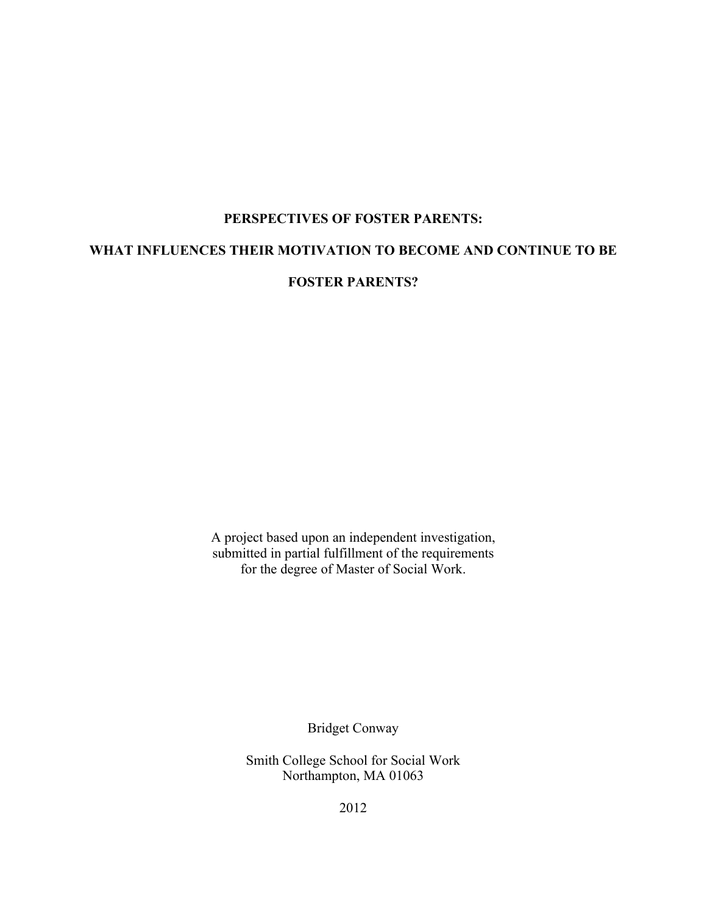**PERSPECTIVES OF FOSTER PARENTS:**

**WHAT INFLUENCES THEIR MOTIVATION TO BECOME AND CONTINUE TO BE FOSTER PARENTS?**

A project based upon an independent investigation, submitted in partial fulfillment of the requirements for the degree of Master of Social Work.

Bridget Conway

Smith College School for Social Work
Northampton, MA 01063

2012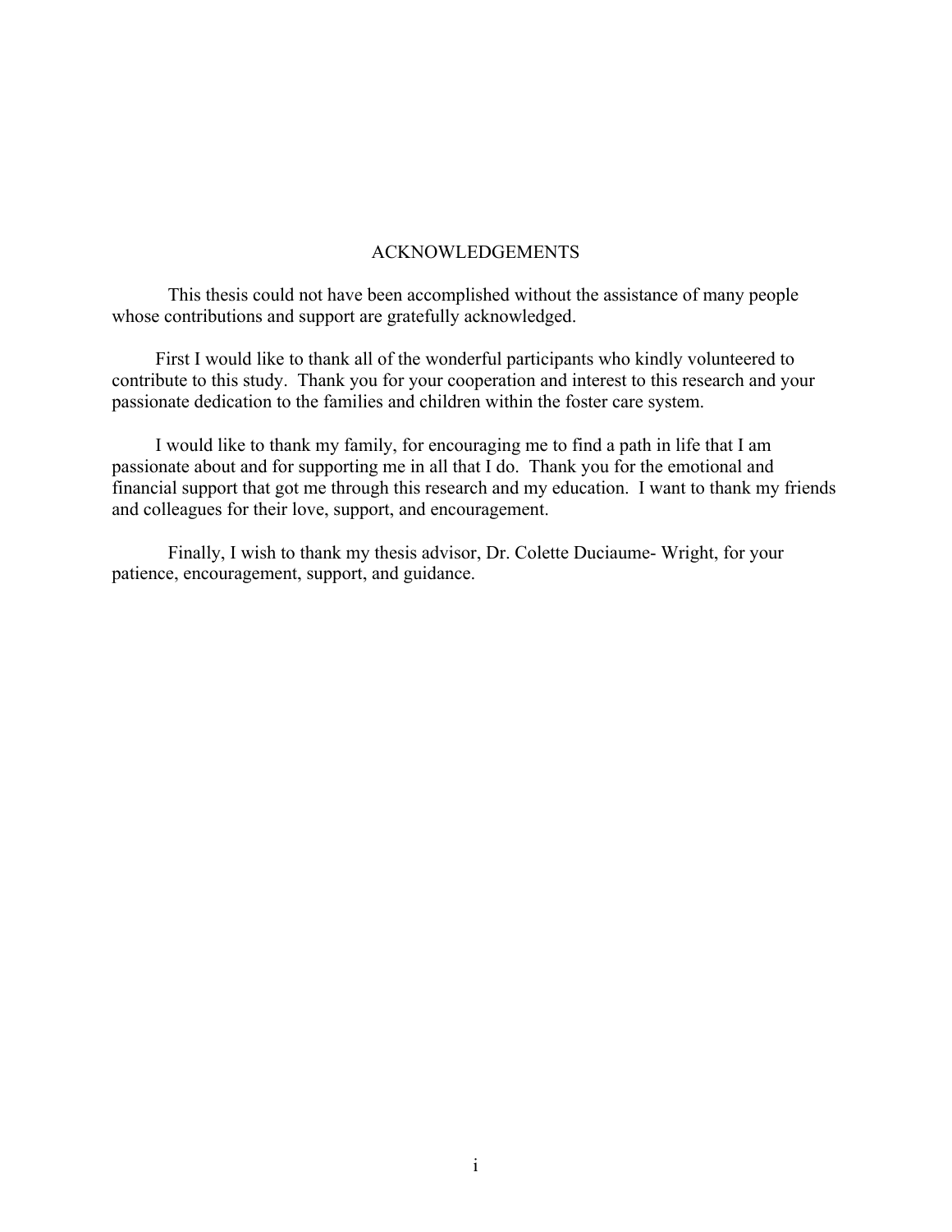# ACKNOWLEDGEMENTS

This thesis could not have been accomplished without the assistance of many people whose contributions and support are gratefully acknowledged.

First I would like to thank all of the wonderful participants who kindly volunteered to contribute to this study. Thank you for your cooperation and interest to this research and your passionate dedication to the families and children within the foster care system.

I would like to thank my family, for encouraging me to find a path in life that I am passionate about and for supporting me in all that I do. Thank you for the emotional and financial support that got me through this research and my education. I want to thank my friends and colleagues for their love, support, and encouragement.

Finally, I wish to thank my thesis advisor, Dr. Colette Duciaume- Wright, for your patience, encouragement, support, and guidance.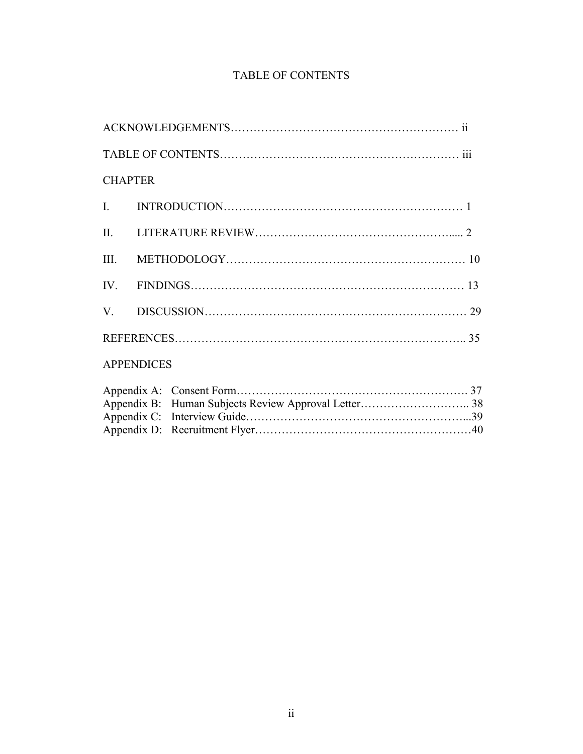# TABLE OF CONTENTS

ACKNOWLEDGEMENTS…………………………………………………… ii

TABLE OF CONTENTS…………………………………………………… iii

CHAPTER

I. INTRODUCTION…………………………………………………… 1

II. LITERATURE REVIEW……………………………………………..... 2

III. METHODOLOGY…………………………………………………… 10

IV. FINDINGS…………………………………………………………… 13

V. DISCUSSION………………………………………………………… 29

REFERENCES…………………………………………………………….. 35

APPENDICES

Appendix A: Consent Form……………………………………………………. 37
Appendix B: Human Subjects Review Approval Letter……………………….. 38
Appendix C: Interview Guide…………………………………………………...39
Appendix D: Recruitment Flyer…………………………………………………40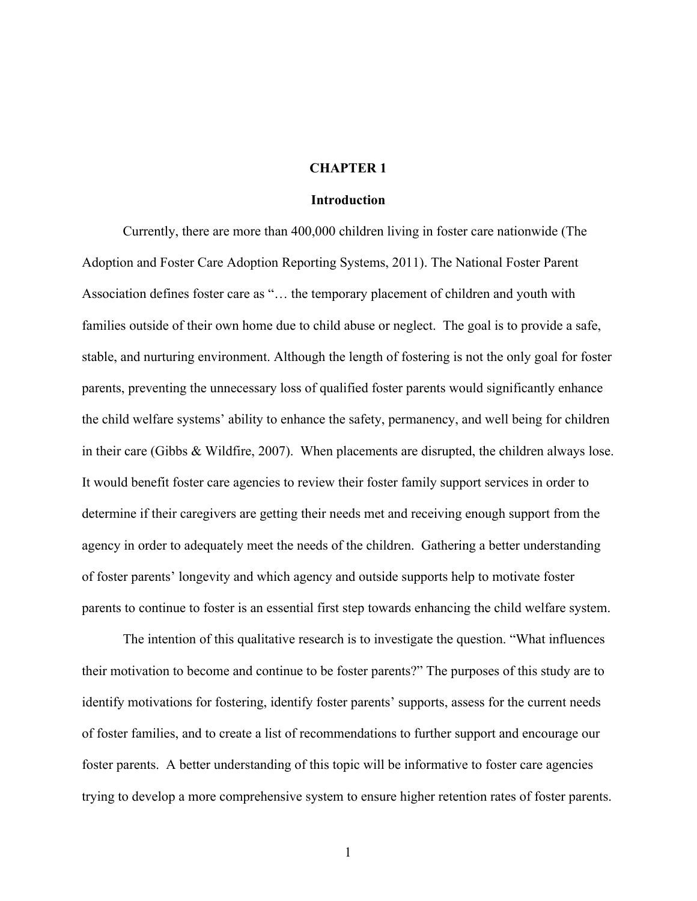# CHAPTER 1

## Introduction

Currently, there are more than 400,000 children living in foster care nationwide (The Adoption and Foster Care Adoption Reporting Systems, 2011). The National Foster Parent Association defines foster care as "… the temporary placement of children and youth with families outside of their own home due to child abuse or neglect. The goal is to provide a safe, stable, and nurturing environment. Although the length of fostering is not the only goal for foster parents, preventing the unnecessary loss of qualified foster parents would significantly enhance the child welfare systems' ability to enhance the safety, permanency, and well being for children in their care (Gibbs & Wildfire, 2007). When placements are disrupted, the children always lose. It would benefit foster care agencies to review their foster family support services in order to determine if their caregivers are getting their needs met and receiving enough support from the agency in order to adequately meet the needs of the children. Gathering a better understanding of foster parents' longevity and which agency and outside supports help to motivate foster parents to continue to foster is an essential first step towards enhancing the child welfare system.

The intention of this qualitative research is to investigate the question. "What influences their motivation to become and continue to be foster parents?" The purposes of this study are to identify motivations for fostering, identify foster parents' supports, assess for the current needs of foster families, and to create a list of recommendations to further support and encourage our foster parents. A better understanding of this topic will be informative to foster care agencies trying to develop a more comprehensive system to ensure higher retention rates of foster parents.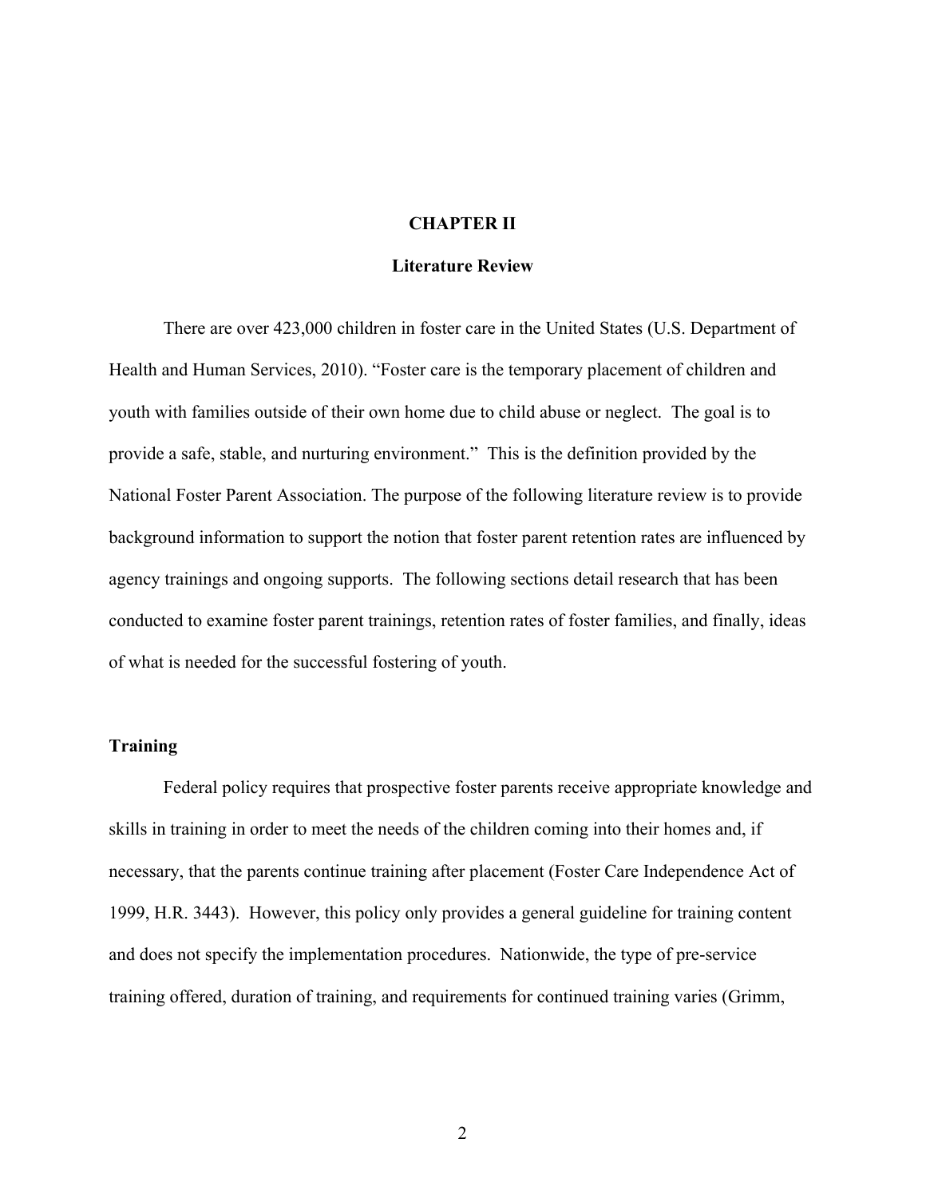# CHAPTER II

## Literature Review

There are over 423,000 children in foster care in the United States (U.S. Department of Health and Human Services, 2010). "Foster care is the temporary placement of children and youth with families outside of their own home due to child abuse or neglect. The goal is to provide a safe, stable, and nurturing environment." This is the definition provided by the National Foster Parent Association. The purpose of the following literature review is to provide background information to support the notion that foster parent retention rates are influenced by agency trainings and ongoing supports. The following sections detail research that has been conducted to examine foster parent trainings, retention rates of foster families, and finally, ideas of what is needed for the successful fostering of youth.

### Training

Federal policy requires that prospective foster parents receive appropriate knowledge and skills in training in order to meet the needs of the children coming into their homes and, if necessary, that the parents continue training after placement (Foster Care Independence Act of 1999, H.R. 3443). However, this policy only provides a general guideline for training content and does not specify the implementation procedures. Nationwide, the type of pre-service training offered, duration of training, and requirements for continued training varies (Grimm,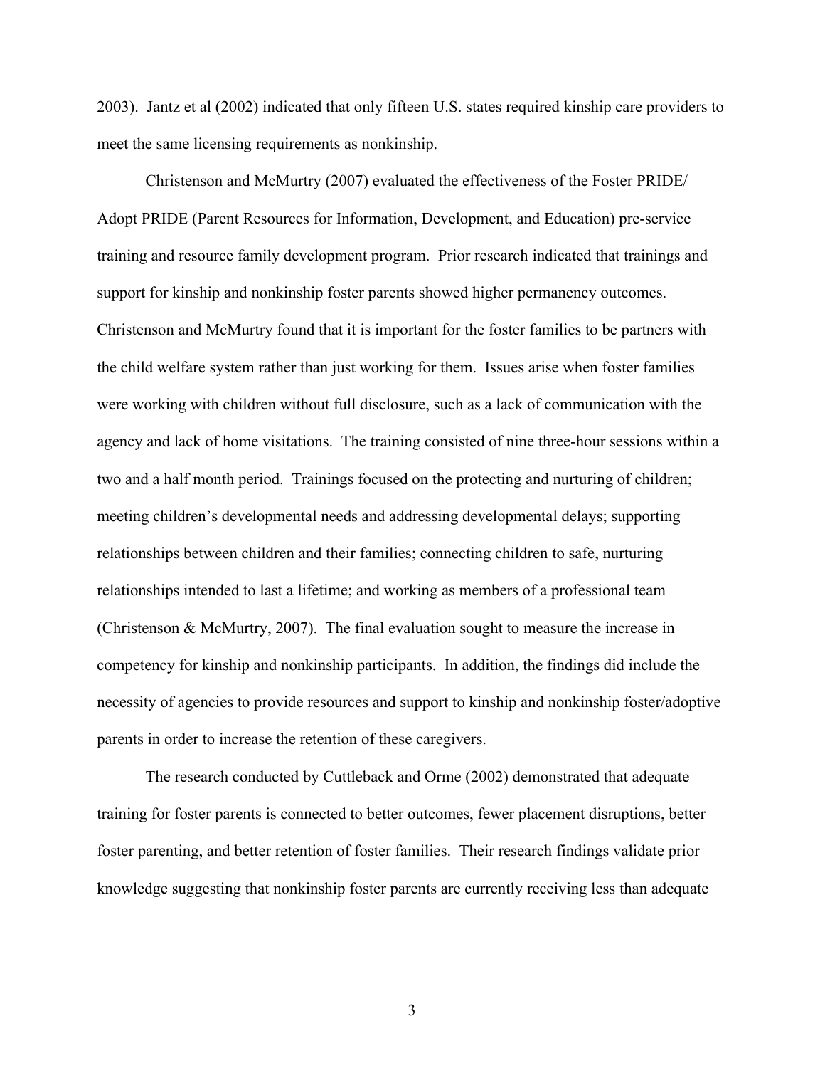2003). Jantz et al (2002) indicated that only fifteen U.S. states required kinship care providers to meet the same licensing requirements as nonkinship.

Christenson and McMurtry (2007) evaluated the effectiveness of the Foster PRIDE/ Adopt PRIDE (Parent Resources for Information, Development, and Education) pre-service training and resource family development program. Prior research indicated that trainings and support for kinship and nonkinship foster parents showed higher permanency outcomes. Christenson and McMurtry found that it is important for the foster families to be partners with the child welfare system rather than just working for them. Issues arise when foster families were working with children without full disclosure, such as a lack of communication with the agency and lack of home visitations. The training consisted of nine three-hour sessions within a two and a half month period. Trainings focused on the protecting and nurturing of children; meeting children's developmental needs and addressing developmental delays; supporting relationships between children and their families; connecting children to safe, nurturing relationships intended to last a lifetime; and working as members of a professional team (Christenson & McMurtry, 2007). The final evaluation sought to measure the increase in competency for kinship and nonkinship participants. In addition, the findings did include the necessity of agencies to provide resources and support to kinship and nonkinship foster/adoptive parents in order to increase the retention of these caregivers.

The research conducted by Cuttleback and Orme (2002) demonstrated that adequate training for foster parents is connected to better outcomes, fewer placement disruptions, better foster parenting, and better retention of foster families. Their research findings validate prior knowledge suggesting that nonkinship foster parents are currently receiving less than adequate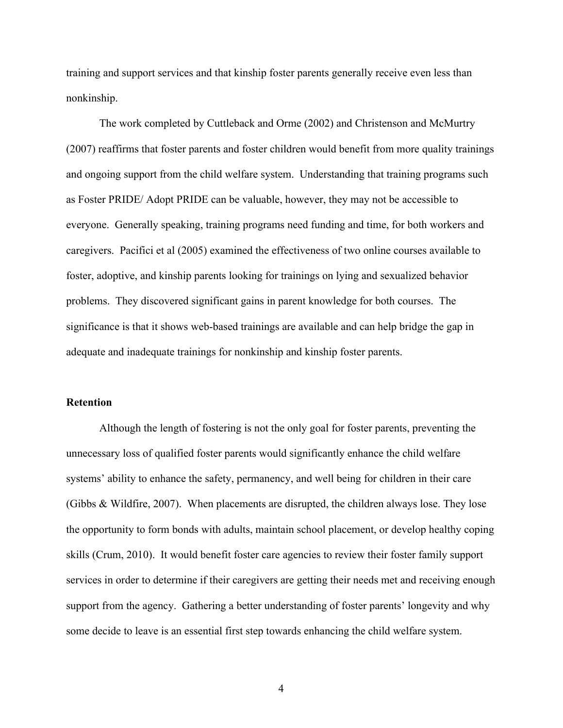training and support services and that kinship foster parents generally receive even less than nonkinship.

The work completed by Cuttleback and Orme (2002) and Christenson and McMurtry (2007) reaffirms that foster parents and foster children would benefit from more quality trainings and ongoing support from the child welfare system. Understanding that training programs such as Foster PRIDE/ Adopt PRIDE can be valuable, however, they may not be accessible to everyone. Generally speaking, training programs need funding and time, for both workers and caregivers. Pacifici et al (2005) examined the effectiveness of two online courses available to foster, adoptive, and kinship parents looking for trainings on lying and sexualized behavior problems. They discovered significant gains in parent knowledge for both courses. The significance is that it shows web-based trainings are available and can help bridge the gap in adequate and inadequate trainings for nonkinship and kinship foster parents.

**Retention**

Although the length of fostering is not the only goal for foster parents, preventing the unnecessary loss of qualified foster parents would significantly enhance the child welfare systems' ability to enhance the safety, permanency, and well being for children in their care (Gibbs & Wildfire, 2007). When placements are disrupted, the children always lose. They lose the opportunity to form bonds with adults, maintain school placement, or develop healthy coping skills (Crum, 2010). It would benefit foster care agencies to review their foster family support services in order to determine if their caregivers are getting their needs met and receiving enough support from the agency. Gathering a better understanding of foster parents' longevity and why some decide to leave is an essential first step towards enhancing the child welfare system.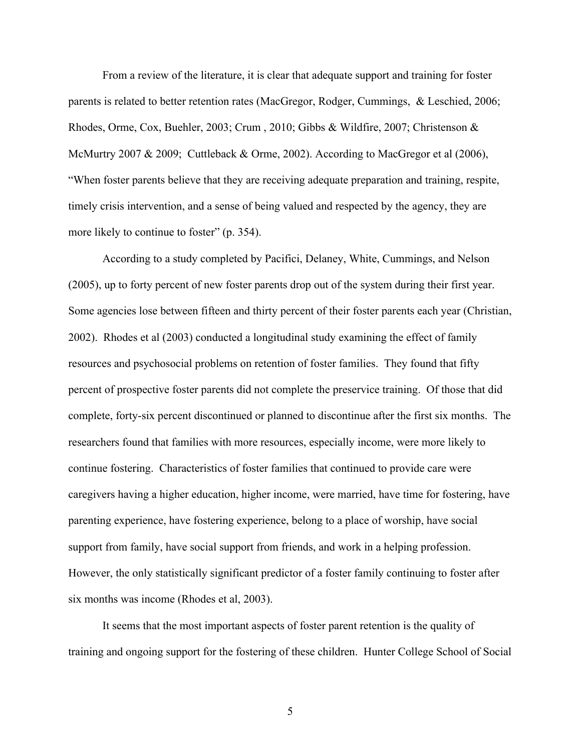From a review of the literature, it is clear that adequate support and training for foster parents is related to better retention rates (MacGregor, Rodger, Cummings,  & Leschied, 2006; Rhodes, Orme, Cox, Buehler, 2003; Crum , 2010; Gibbs & Wildfire, 2007; Christenson & McMurtry 2007 & 2009;  Cuttleback & Orme, 2002). According to MacGregor et al (2006), "When foster parents believe that they are receiving adequate preparation and training, respite, timely crisis intervention, and a sense of being valued and respected by the agency, they are more likely to continue to foster" (p. 354).

According to a study completed by Pacifici, Delaney, White, Cummings, and Nelson (2005), up to forty percent of new foster parents drop out of the system during their first year. Some agencies lose between fifteen and thirty percent of their foster parents each year (Christian, 2002).  Rhodes et al (2003) conducted a longitudinal study examining the effect of family resources and psychosocial problems on retention of foster families.  They found that fifty percent of prospective foster parents did not complete the preservice training.  Of those that did complete, forty-six percent discontinued or planned to discontinue after the first six months.  The researchers found that families with more resources, especially income, were more likely to continue fostering.  Characteristics of foster families that continued to provide care were caregivers having a higher education, higher income, were married, have time for fostering, have parenting experience, have fostering experience, belong to a place of worship, have social support from family, have social support from friends, and work in a helping profession. However, the only statistically significant predictor of a foster family continuing to foster after six months was income (Rhodes et al, 2003).

It seems that the most important aspects of foster parent retention is the quality of training and ongoing support for the fostering of these children.  Hunter College School of Social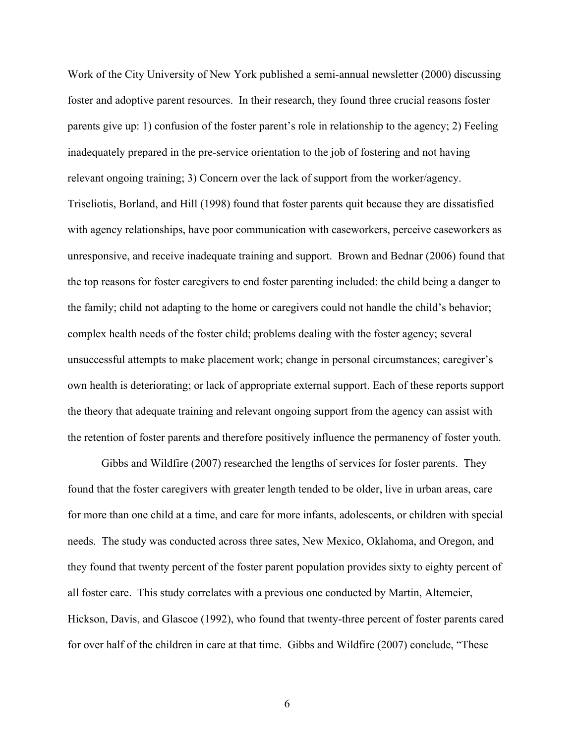Work of the City University of New York published a semi-annual newsletter (2000) discussing foster and adoptive parent resources. In their research, they found three crucial reasons foster parents give up: 1) confusion of the foster parent's role in relationship to the agency; 2) Feeling inadequately prepared in the pre-service orientation to the job of fostering and not having relevant ongoing training; 3) Concern over the lack of support from the worker/agency. Triseliotis, Borland, and Hill (1998) found that foster parents quit because they are dissatisfied with agency relationships, have poor communication with caseworkers, perceive caseworkers as unresponsive, and receive inadequate training and support. Brown and Bednar (2006) found that the top reasons for foster caregivers to end foster parenting included: the child being a danger to the family; child not adapting to the home or caregivers could not handle the child's behavior; complex health needs of the foster child; problems dealing with the foster agency; several unsuccessful attempts to make placement work; change in personal circumstances; caregiver's own health is deteriorating; or lack of appropriate external support. Each of these reports support the theory that adequate training and relevant ongoing support from the agency can assist with the retention of foster parents and therefore positively influence the permanency of foster youth.

Gibbs and Wildfire (2007) researched the lengths of services for foster parents. They found that the foster caregivers with greater length tended to be older, live in urban areas, care for more than one child at a time, and care for more infants, adolescents, or children with special needs. The study was conducted across three sates, New Mexico, Oklahoma, and Oregon, and they found that twenty percent of the foster parent population provides sixty to eighty percent of all foster care. This study correlates with a previous one conducted by Martin, Altemeier, Hickson, Davis, and Glascoe (1992), who found that twenty-three percent of foster parents cared for over half of the children in care at that time. Gibbs and Wildfire (2007) conclude, "These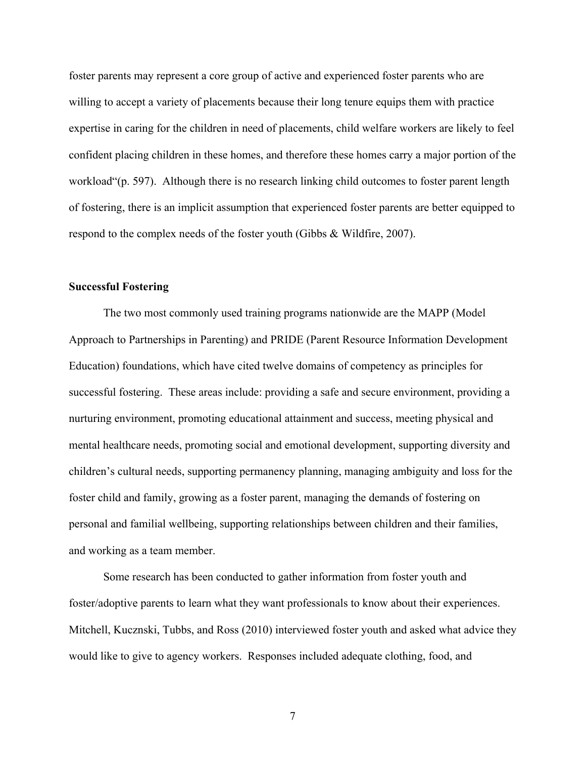foster parents may represent a core group of active and experienced foster parents who are willing to accept a variety of placements because their long tenure equips them with practice expertise in caring for the children in need of placements, child welfare workers are likely to feel confident placing children in these homes, and therefore these homes carry a major portion of the workload"(p. 597). Although there is no research linking child outcomes to foster parent length of fostering, there is an implicit assumption that experienced foster parents are better equipped to respond to the complex needs of the foster youth (Gibbs & Wildfire, 2007).

**Successful Fostering**

The two most commonly used training programs nationwide are the MAPP (Model Approach to Partnerships in Parenting) and PRIDE (Parent Resource Information Development Education) foundations, which have cited twelve domains of competency as principles for successful fostering. These areas include: providing a safe and secure environment, providing a nurturing environment, promoting educational attainment and success, meeting physical and mental healthcare needs, promoting social and emotional development, supporting diversity and children's cultural needs, supporting permanency planning, managing ambiguity and loss for the foster child and family, growing as a foster parent, managing the demands of fostering on personal and familial wellbeing, supporting relationships between children and their families, and working as a team member.

Some research has been conducted to gather information from foster youth and foster/adoptive parents to learn what they want professionals to know about their experiences. Mitchell, Kucznski, Tubbs, and Ross (2010) interviewed foster youth and asked what advice they would like to give to agency workers. Responses included adequate clothing, food, and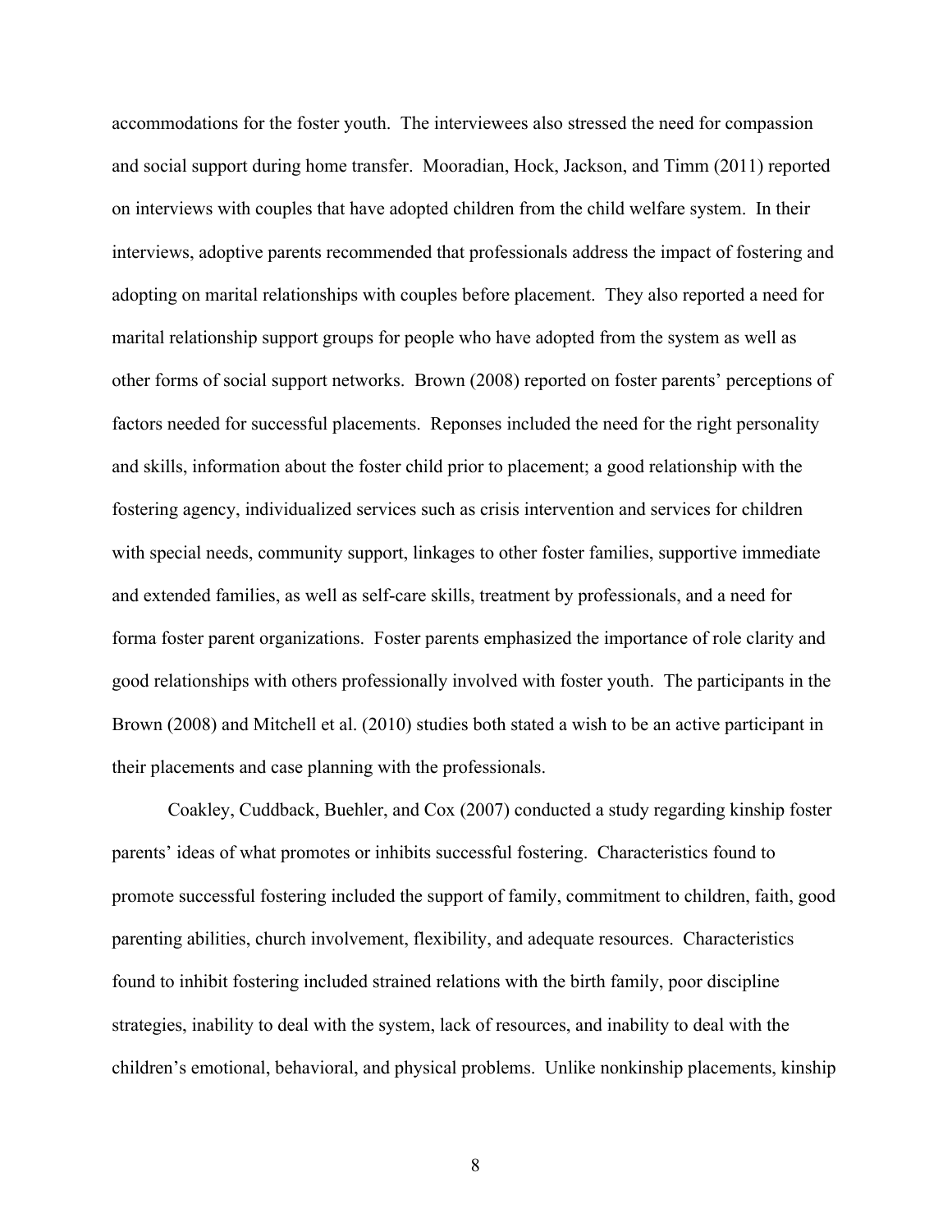accommodations for the foster youth. The interviewees also stressed the need for compassion and social support during home transfer. Mooradian, Hock, Jackson, and Timm (2011) reported on interviews with couples that have adopted children from the child welfare system. In their interviews, adoptive parents recommended that professionals address the impact of fostering and adopting on marital relationships with couples before placement. They also reported a need for marital relationship support groups for people who have adopted from the system as well as other forms of social support networks. Brown (2008) reported on foster parents' perceptions of factors needed for successful placements. Reponses included the need for the right personality and skills, information about the foster child prior to placement; a good relationship with the fostering agency, individualized services such as crisis intervention and services for children with special needs, community support, linkages to other foster families, supportive immediate and extended families, as well as self-care skills, treatment by professionals, and a need for forma foster parent organizations. Foster parents emphasized the importance of role clarity and good relationships with others professionally involved with foster youth. The participants in the Brown (2008) and Mitchell et al. (2010) studies both stated a wish to be an active participant in their placements and case planning with the professionals.

Coakley, Cuddback, Buehler, and Cox (2007) conducted a study regarding kinship foster parents' ideas of what promotes or inhibits successful fostering. Characteristics found to promote successful fostering included the support of family, commitment to children, faith, good parenting abilities, church involvement, flexibility, and adequate resources. Characteristics found to inhibit fostering included strained relations with the birth family, poor discipline strategies, inability to deal with the system, lack of resources, and inability to deal with the children's emotional, behavioral, and physical problems. Unlike nonkinship placements, kinship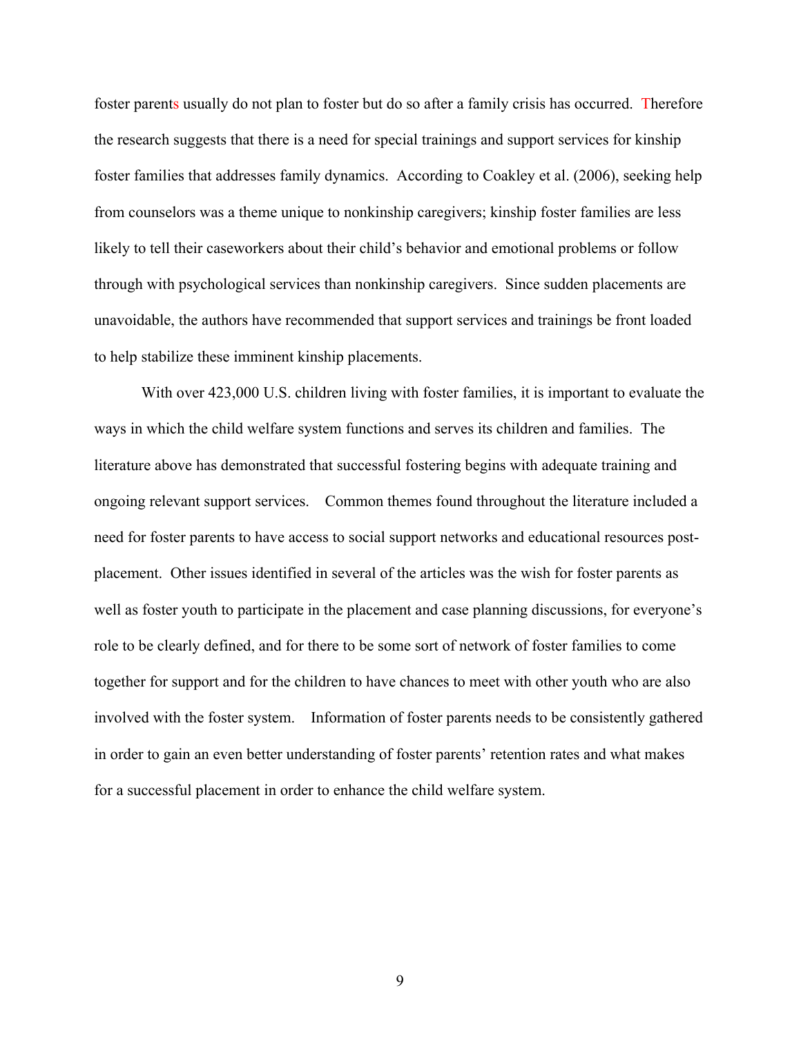foster parents usually do not plan to foster but do so after a family crisis has occurred. Therefore the research suggests that there is a need for special trainings and support services for kinship foster families that addresses family dynamics. According to Coakley et al. (2006), seeking help from counselors was a theme unique to nonkinship caregivers; kinship foster families are less likely to tell their caseworkers about their child's behavior and emotional problems or follow through with psychological services than nonkinship caregivers. Since sudden placements are unavoidable, the authors have recommended that support services and trainings be front loaded to help stabilize these imminent kinship placements.

With over 423,000 U.S. children living with foster families, it is important to evaluate the ways in which the child welfare system functions and serves its children and families. The literature above has demonstrated that successful fostering begins with adequate training and ongoing relevant support services. Common themes found throughout the literature included a need for foster parents to have access to social support networks and educational resources post-placement. Other issues identified in several of the articles was the wish for foster parents as well as foster youth to participate in the placement and case planning discussions, for everyone's role to be clearly defined, and for there to be some sort of network of foster families to come together for support and for the children to have chances to meet with other youth who are also involved with the foster system. Information of foster parents needs to be consistently gathered in order to gain an even better understanding of foster parents' retention rates and what makes for a successful placement in order to enhance the child welfare system.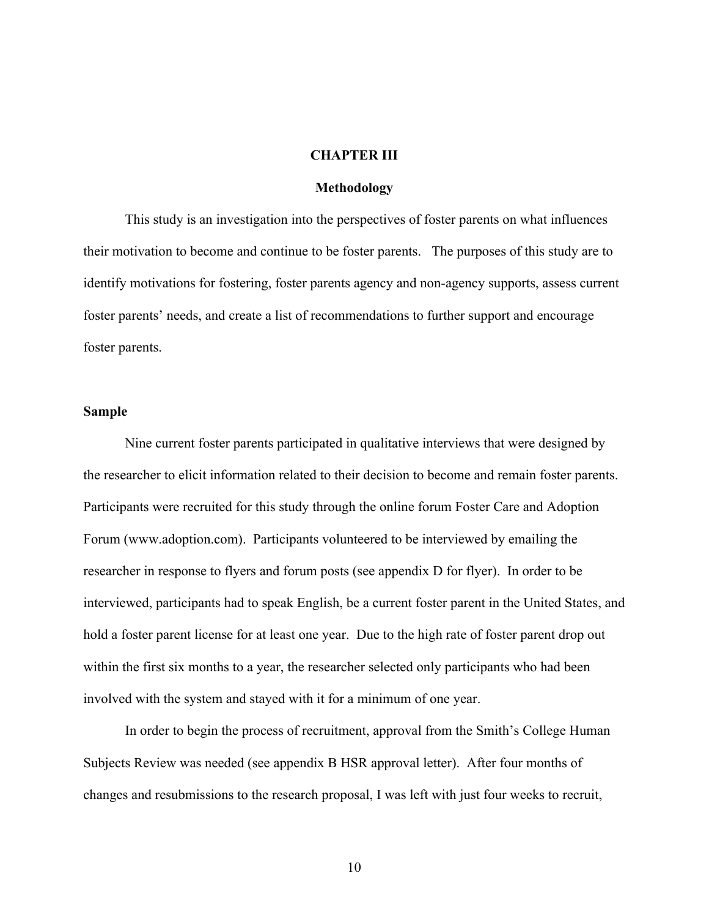# CHAPTER III

## Methodology

This study is an investigation into the perspectives of foster parents on what influences their motivation to become and continue to be foster parents. The purposes of this study are to identify motivations for fostering, foster parents agency and non-agency supports, assess current foster parents' needs, and create a list of recommendations to further support and encourage foster parents.

### Sample

Nine current foster parents participated in qualitative interviews that were designed by the researcher to elicit information related to their decision to become and remain foster parents. Participants were recruited for this study through the online forum Foster Care and Adoption Forum (www.adoption.com). Participants volunteered to be interviewed by emailing the researcher in response to flyers and forum posts (see appendix D for flyer). In order to be interviewed, participants had to speak English, be a current foster parent in the United States, and hold a foster parent license for at least one year. Due to the high rate of foster parent drop out within the first six months to a year, the researcher selected only participants who had been involved with the system and stayed with it for a minimum of one year.

In order to begin the process of recruitment, approval from the Smith's College Human Subjects Review was needed (see appendix B HSR approval letter). After four months of changes and resubmissions to the research proposal, I was left with just four weeks to recruit,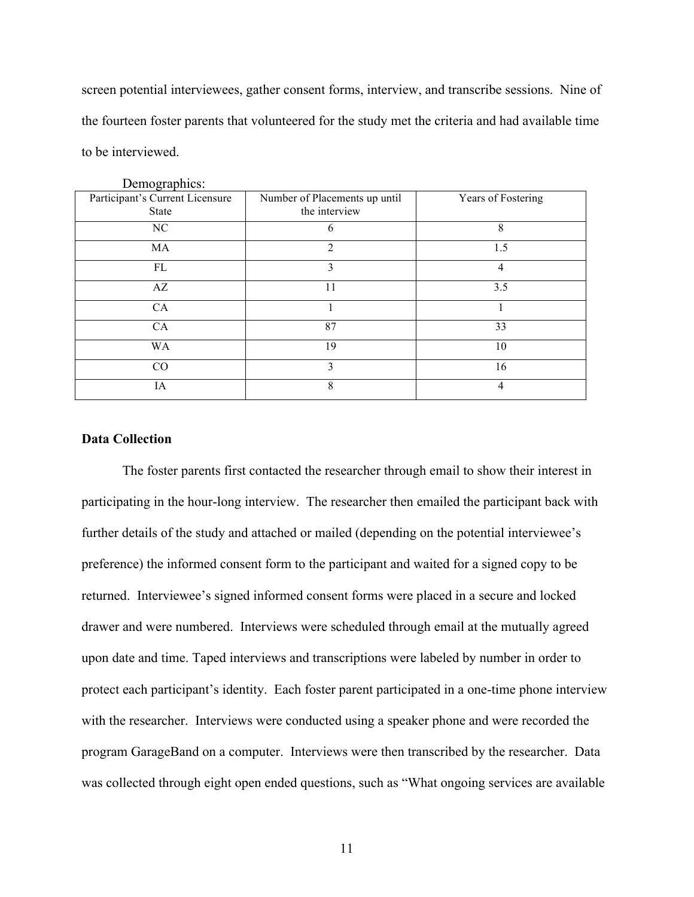screen potential interviewees, gather consent forms, interview, and transcribe sessions. Nine of the fourteen foster parents that volunteered for the study met the criteria and had available time to be interviewed.

Demographics:

| Participant's Current Licensure State | Number of Placements up until the interview | Years of Fostering |
|---|---|---|
| NC | 6 | 8 |
| MA | 2 | 1.5 |
| FL | 3 | 4 |
| AZ | 11 | 3.5 |
| CA | 1 | 1 |
| CA | 87 | 33 |
| WA | 19 | 10 |
| CO | 3 | 16 |
| IA | 8 | 4 |

**Data Collection**

The foster parents first contacted the researcher through email to show their interest in participating in the hour-long interview. The researcher then emailed the participant back with further details of the study and attached or mailed (depending on the potential interviewee's preference) the informed consent form to the participant and waited for a signed copy to be returned. Interviewee's signed informed consent forms were placed in a secure and locked drawer and were numbered. Interviews were scheduled through email at the mutually agreed upon date and time. Taped interviews and transcriptions were labeled by number in order to protect each participant's identity. Each foster parent participated in a one-time phone interview with the researcher. Interviews were conducted using a speaker phone and were recorded the program GarageBand on a computer. Interviews were then transcribed by the researcher. Data was collected through eight open ended questions, such as "What ongoing services are available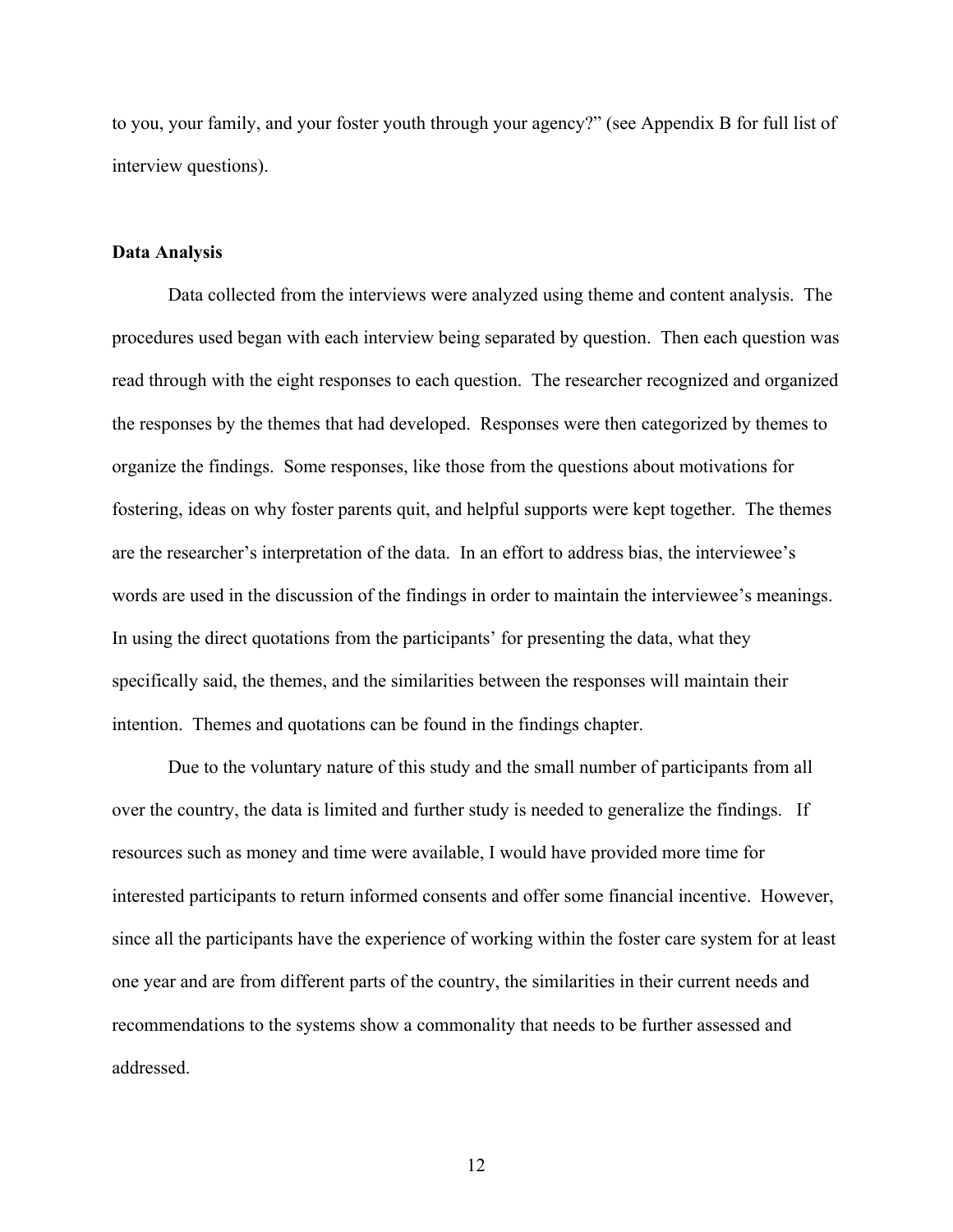to you, your family, and your foster youth through your agency?" (see Appendix B for full list of interview questions).

**Data Analysis**

Data collected from the interviews were analyzed using theme and content analysis. The procedures used began with each interview being separated by question. Then each question was read through with the eight responses to each question. The researcher recognized and organized the responses by the themes that had developed. Responses were then categorized by themes to organize the findings. Some responses, like those from the questions about motivations for fostering, ideas on why foster parents quit, and helpful supports were kept together. The themes are the researcher's interpretation of the data. In an effort to address bias, the interviewee's words are used in the discussion of the findings in order to maintain the interviewee's meanings. In using the direct quotations from the participants' for presenting the data, what they specifically said, the themes, and the similarities between the responses will maintain their intention. Themes and quotations can be found in the findings chapter.

Due to the voluntary nature of this study and the small number of participants from all over the country, the data is limited and further study is needed to generalize the findings. If resources such as money and time were available, I would have provided more time for interested participants to return informed consents and offer some financial incentive. However, since all the participants have the experience of working within the foster care system for at least one year and are from different parts of the country, the similarities in their current needs and recommendations to the systems show a commonality that needs to be further assessed and addressed.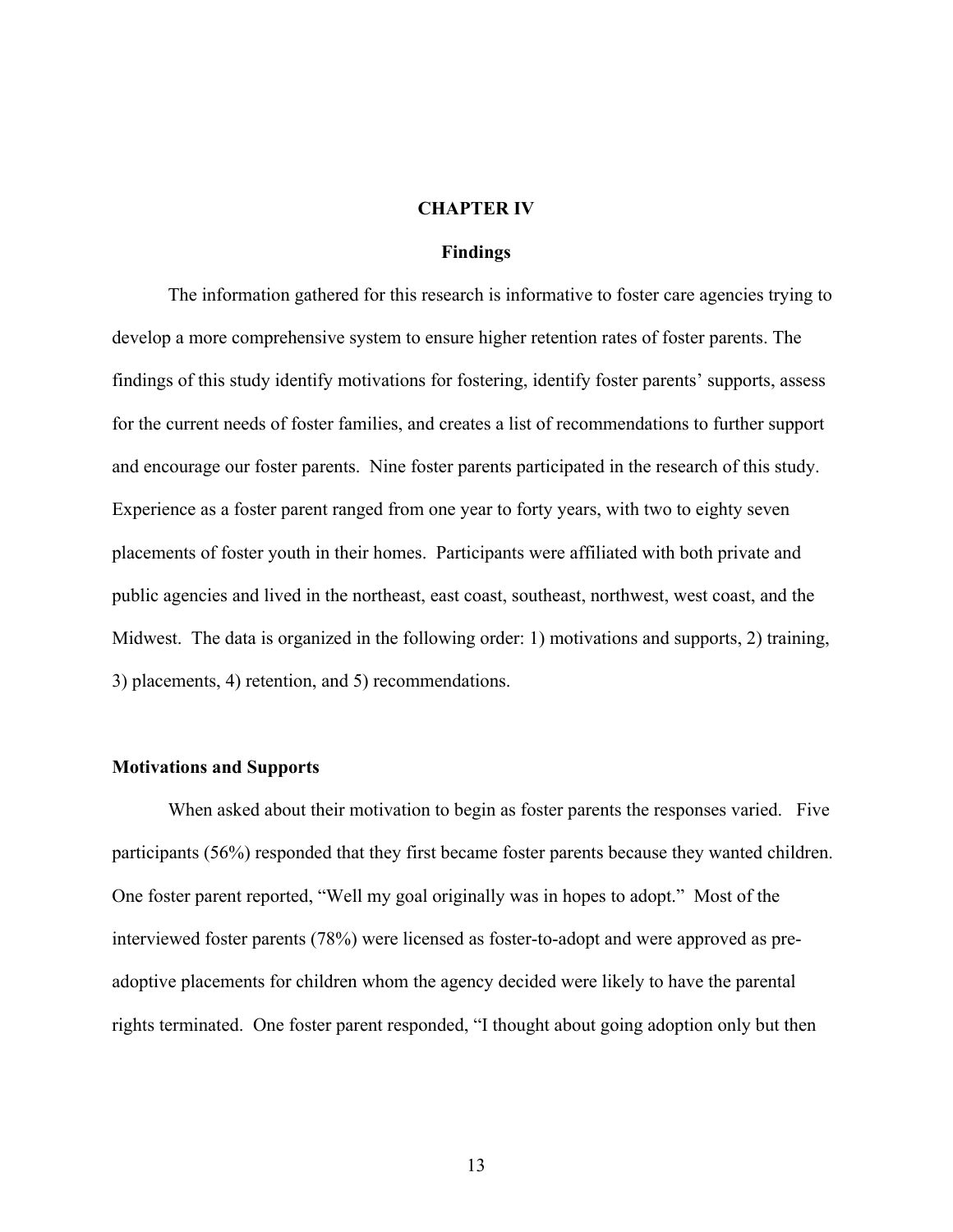# CHAPTER IV

## Findings

The information gathered for this research is informative to foster care agencies trying to develop a more comprehensive system to ensure higher retention rates of foster parents. The findings of this study identify motivations for fostering, identify foster parents' supports, assess for the current needs of foster families, and creates a list of recommendations to further support and encourage our foster parents. Nine foster parents participated in the research of this study. Experience as a foster parent ranged from one year to forty years, with two to eighty seven placements of foster youth in their homes. Participants were affiliated with both private and public agencies and lived in the northeast, east coast, southeast, northwest, west coast, and the Midwest. The data is organized in the following order: 1) motivations and supports, 2) training, 3) placements, 4) retention, and 5) recommendations.

### Motivations and Supports

When asked about their motivation to begin as foster parents the responses varied. Five participants (56%) responded that they first became foster parents because they wanted children. One foster parent reported, "Well my goal originally was in hopes to adopt." Most of the interviewed foster parents (78%) were licensed as foster-to-adopt and were approved as pre-adoptive placements for children whom the agency decided were likely to have the parental rights terminated. One foster parent responded, "I thought about going adoption only but then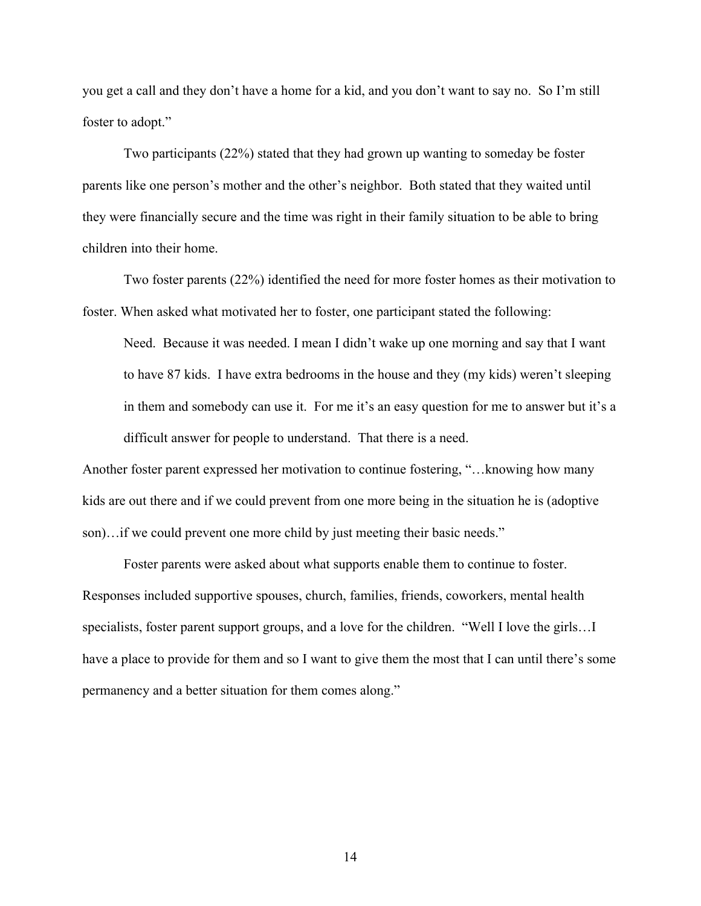you get a call and they don't have a home for a kid, and you don't want to say no. So I'm still foster to adopt."

Two participants (22%) stated that they had grown up wanting to someday be foster parents like one person's mother and the other's neighbor. Both stated that they waited until they were financially secure and the time was right in their family situation to be able to bring children into their home.

Two foster parents (22%) identified the need for more foster homes as their motivation to foster. When asked what motivated her to foster, one participant stated the following:

> Need. Because it was needed. I mean I didn't wake up one morning and say that I want to have 87 kids. I have extra bedrooms in the house and they (my kids) weren't sleeping in them and somebody can use it. For me it's an easy question for me to answer but it's a difficult answer for people to understand. That there is a need.

Another foster parent expressed her motivation to continue fostering, "…knowing how many kids are out there and if we could prevent from one more being in the situation he is (adoptive son)…if we could prevent one more child by just meeting their basic needs."

Foster parents were asked about what supports enable them to continue to foster. Responses included supportive spouses, church, families, friends, coworkers, mental health specialists, foster parent support groups, and a love for the children. "Well I love the girls…I have a place to provide for them and so I want to give them the most that I can until there's some permanency and a better situation for them comes along."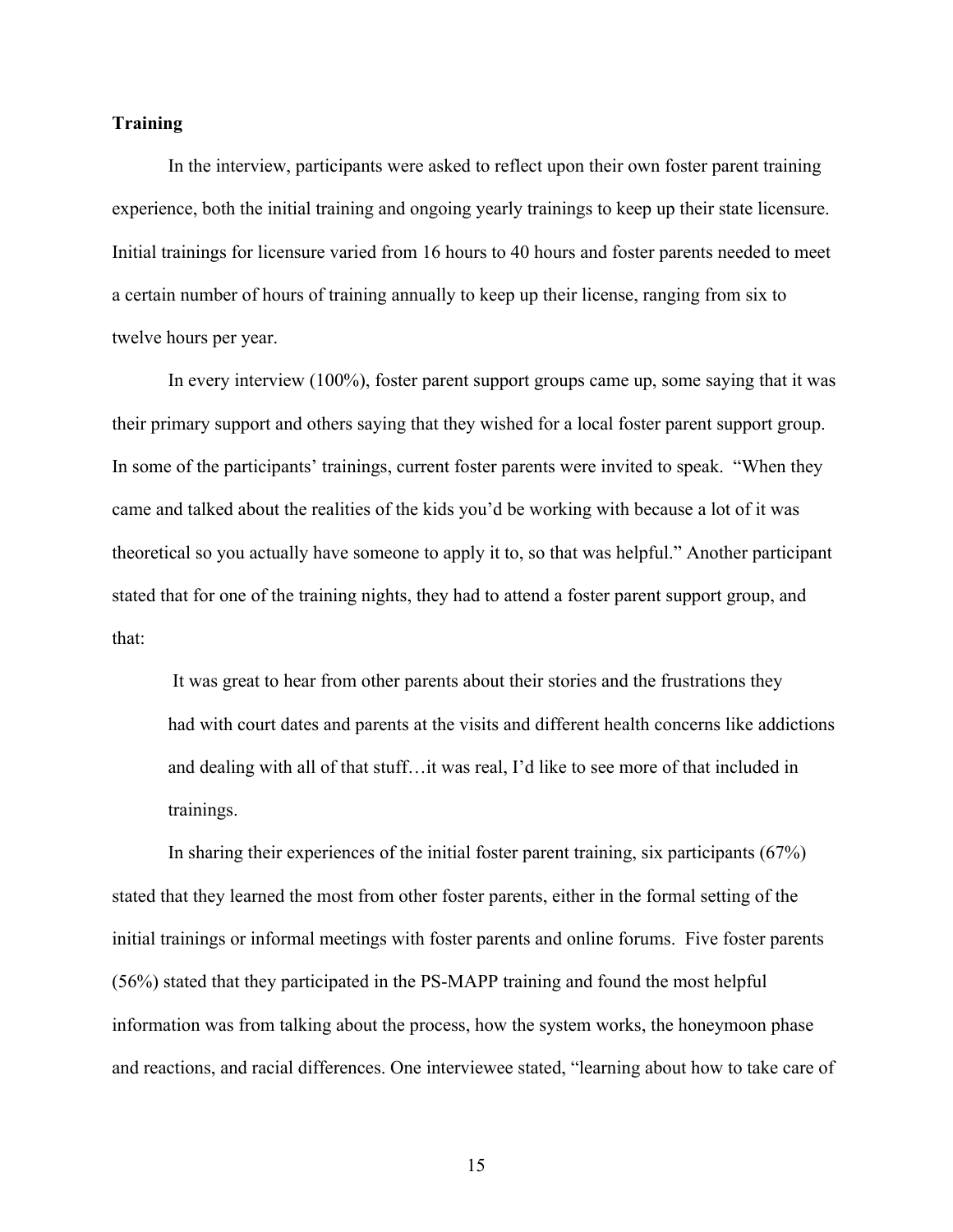### Training

In the interview, participants were asked to reflect upon their own foster parent training experience, both the initial training and ongoing yearly trainings to keep up their state licensure. Initial trainings for licensure varied from 16 hours to 40 hours and foster parents needed to meet a certain number of hours of training annually to keep up their license, ranging from six to twelve hours per year.

In every interview (100%), foster parent support groups came up, some saying that it was their primary support and others saying that they wished for a local foster parent support group. In some of the participants' trainings, current foster parents were invited to speak. "When they came and talked about the realities of the kids you'd be working with because a lot of it was theoretical so you actually have someone to apply it to, so that was helpful." Another participant stated that for one of the training nights, they had to attend a foster parent support group, and that:

> It was great to hear from other parents about their stories and the frustrations they had with court dates and parents at the visits and different health concerns like addictions and dealing with all of that stuff…it was real, I'd like to see more of that included in trainings.

In sharing their experiences of the initial foster parent training, six participants (67%) stated that they learned the most from other foster parents, either in the formal setting of the initial trainings or informal meetings with foster parents and online forums. Five foster parents (56%) stated that they participated in the PS-MAPP training and found the most helpful information was from talking about the process, how the system works, the honeymoon phase and reactions, and racial differences. One interviewee stated, "learning about how to take care of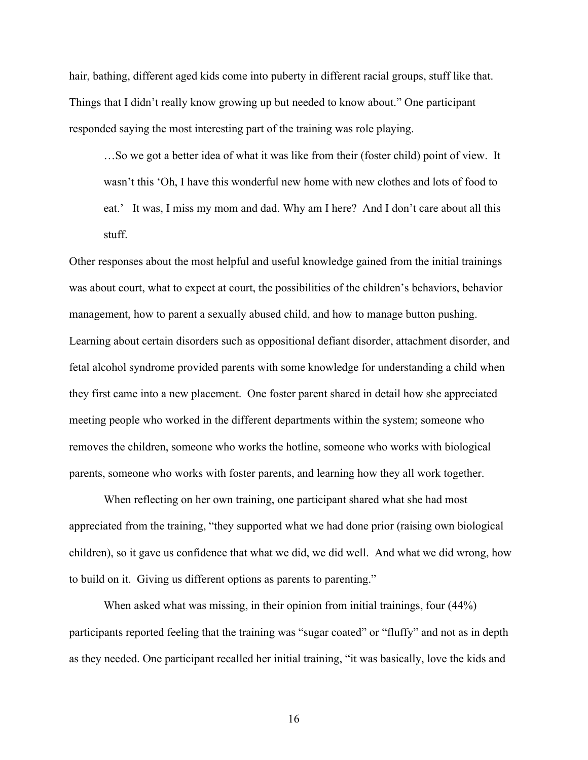hair, bathing, different aged kids come into puberty in different racial groups, stuff like that. Things that I didn't really know growing up but needed to know about." One participant responded saying the most interesting part of the training was role playing.

> …So we got a better idea of what it was like from their (foster child) point of view. It wasn't this 'Oh, I have this wonderful new home with new clothes and lots of food to eat.' It was, I miss my mom and dad. Why am I here? And I don't care about all this stuff.

Other responses about the most helpful and useful knowledge gained from the initial trainings was about court, what to expect at court, the possibilities of the children's behaviors, behavior management, how to parent a sexually abused child, and how to manage button pushing. Learning about certain disorders such as oppositional defiant disorder, attachment disorder, and fetal alcohol syndrome provided parents with some knowledge for understanding a child when they first came into a new placement. One foster parent shared in detail how she appreciated meeting people who worked in the different departments within the system; someone who removes the children, someone who works the hotline, someone who works with biological parents, someone who works with foster parents, and learning how they all work together.

When reflecting on her own training, one participant shared what she had most appreciated from the training, "they supported what we had done prior (raising own biological children), so it gave us confidence that what we did, we did well. And what we did wrong, how to build on it. Giving us different options as parents to parenting."

When asked what was missing, in their opinion from initial trainings, four (44%) participants reported feeling that the training was "sugar coated" or "fluffy" and not as in depth as they needed. One participant recalled her initial training, "it was basically, love the kids and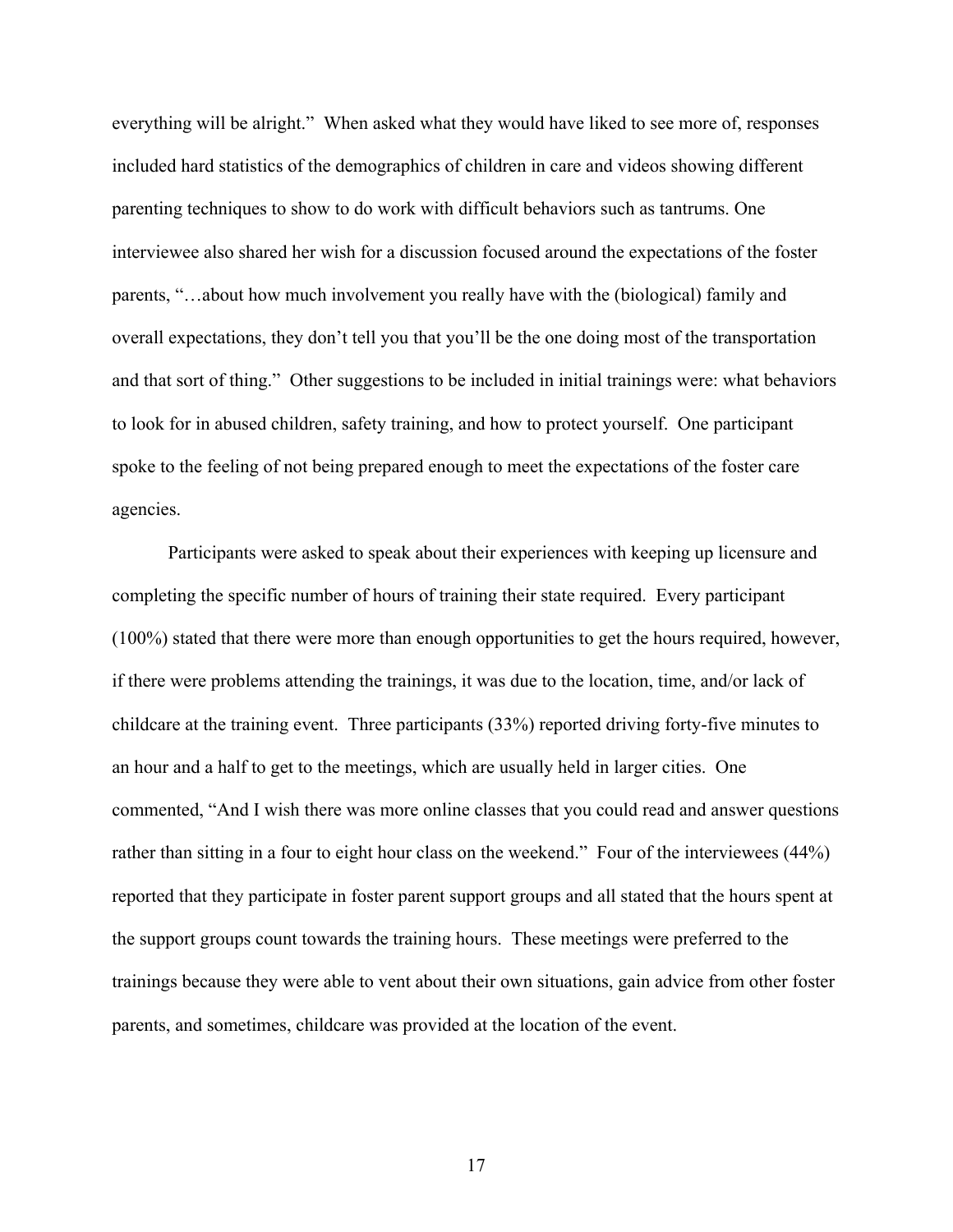everything will be alright." When asked what they would have liked to see more of, responses included hard statistics of the demographics of children in care and videos showing different parenting techniques to show to do work with difficult behaviors such as tantrums. One interviewee also shared her wish for a discussion focused around the expectations of the foster parents, "…about how much involvement you really have with the (biological) family and overall expectations, they don't tell you that you'll be the one doing most of the transportation and that sort of thing." Other suggestions to be included in initial trainings were: what behaviors to look for in abused children, safety training, and how to protect yourself. One participant spoke to the feeling of not being prepared enough to meet the expectations of the foster care agencies.

Participants were asked to speak about their experiences with keeping up licensure and completing the specific number of hours of training their state required. Every participant (100%) stated that there were more than enough opportunities to get the hours required, however, if there were problems attending the trainings, it was due to the location, time, and/or lack of childcare at the training event. Three participants (33%) reported driving forty-five minutes to an hour and a half to get to the meetings, which are usually held in larger cities. One commented, "And I wish there was more online classes that you could read and answer questions rather than sitting in a four to eight hour class on the weekend." Four of the interviewees (44%) reported that they participate in foster parent support groups and all stated that the hours spent at the support groups count towards the training hours. These meetings were preferred to the trainings because they were able to vent about their own situations, gain advice from other foster parents, and sometimes, childcare was provided at the location of the event.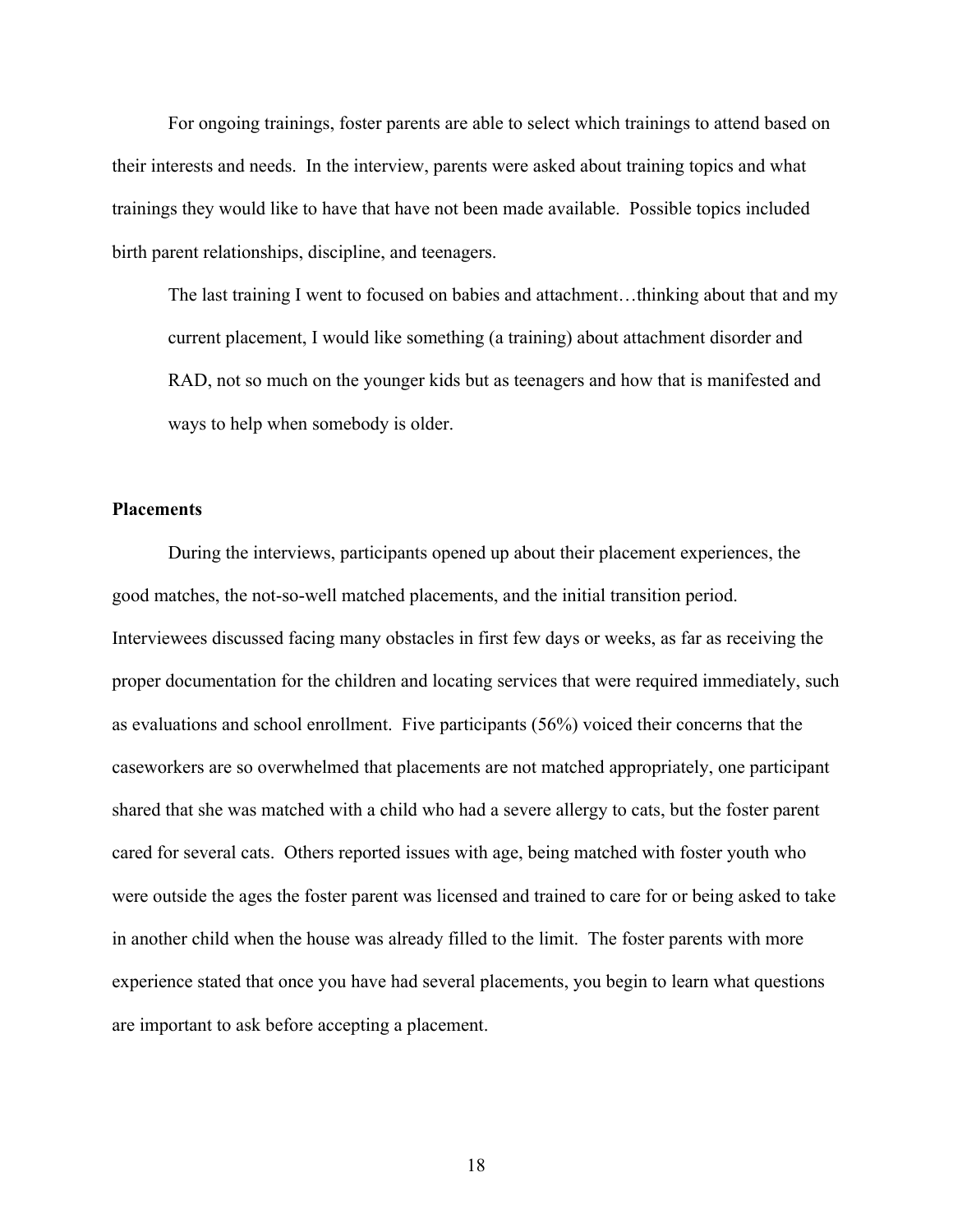For ongoing trainings, foster parents are able to select which trainings to attend based on their interests and needs. In the interview, parents were asked about training topics and what trainings they would like to have that have not been made available. Possible topics included birth parent relationships, discipline, and teenagers.

> The last training I went to focused on babies and attachment…thinking about that and my current placement, I would like something (a training) about attachment disorder and RAD, not so much on the younger kids but as teenagers and how that is manifested and ways to help when somebody is older.

**Placements**

During the interviews, participants opened up about their placement experiences, the good matches, the not-so-well matched placements, and the initial transition period. Interviewees discussed facing many obstacles in first few days or weeks, as far as receiving the proper documentation for the children and locating services that were required immediately, such as evaluations and school enrollment. Five participants (56%) voiced their concerns that the caseworkers are so overwhelmed that placements are not matched appropriately, one participant shared that she was matched with a child who had a severe allergy to cats, but the foster parent cared for several cats. Others reported issues with age, being matched with foster youth who were outside the ages the foster parent was licensed and trained to care for or being asked to take in another child when the house was already filled to the limit. The foster parents with more experience stated that once you have had several placements, you begin to learn what questions are important to ask before accepting a placement.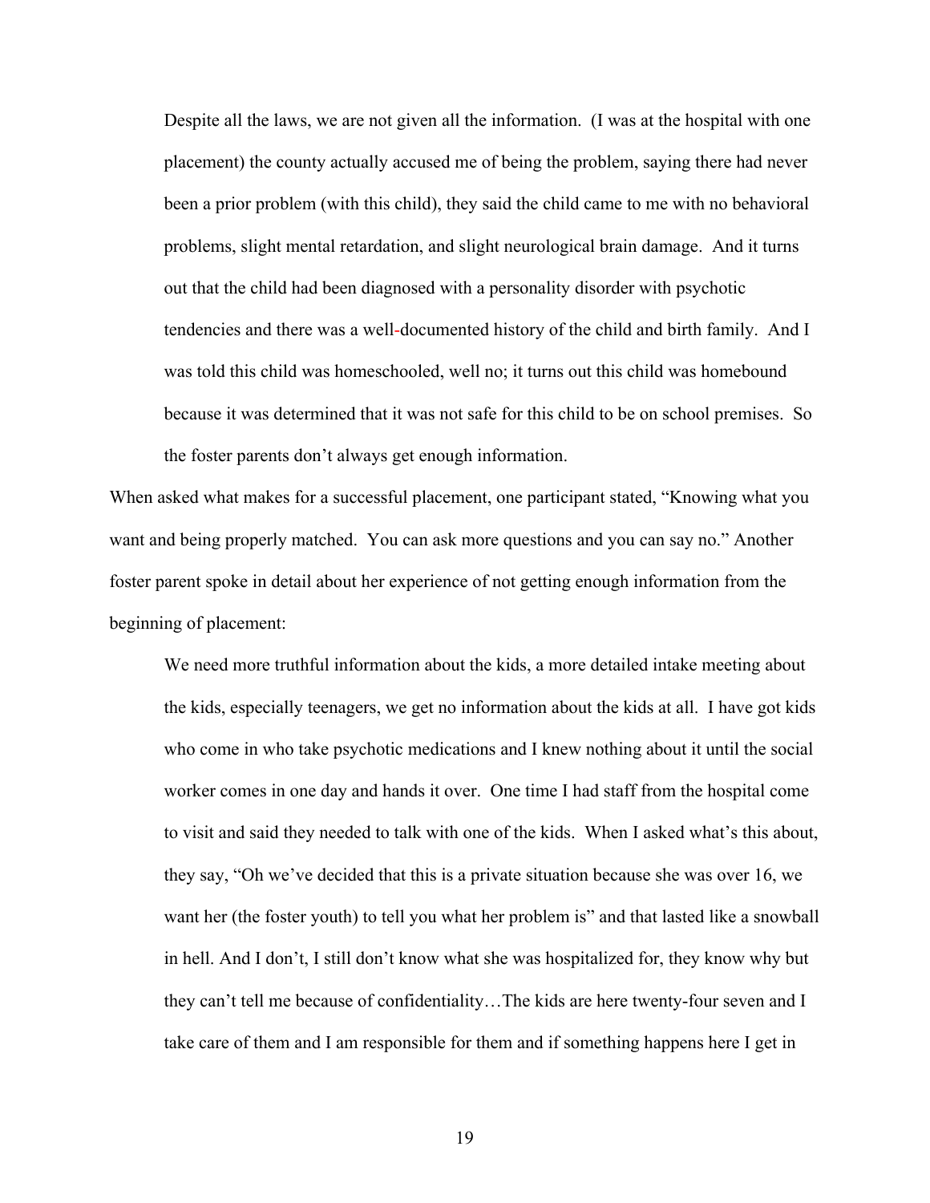> Despite all the laws, we are not given all the information. (I was at the hospital with one placement) the county actually accused me of being the problem, saying there had never been a prior problem (with this child), they said the child came to me with no behavioral problems, slight mental retardation, and slight neurological brain damage. And it turns out that the child had been diagnosed with a personality disorder with psychotic tendencies and there was a well-documented history of the child and birth family. And I was told this child was homeschooled, well no; it turns out this child was homebound because it was determined that it was not safe for this child to be on school premises. So the foster parents don't always get enough information.

When asked what makes for a successful placement, one participant stated, "Knowing what you want and being properly matched. You can ask more questions and you can say no." Another foster parent spoke in detail about her experience of not getting enough information from the beginning of placement:

> We need more truthful information about the kids, a more detailed intake meeting about the kids, especially teenagers, we get no information about the kids at all. I have got kids who come in who take psychotic medications and I knew nothing about it until the social worker comes in one day and hands it over. One time I had staff from the hospital come to visit and said they needed to talk with one of the kids. When I asked what's this about, they say, "Oh we've decided that this is a private situation because she was over 16, we want her (the foster youth) to tell you what her problem is" and that lasted like a snowball in hell. And I don't, I still don't know what she was hospitalized for, they know why but they can't tell me because of confidentiality…The kids are here twenty-four seven and I take care of them and I am responsible for them and if something happens here I get in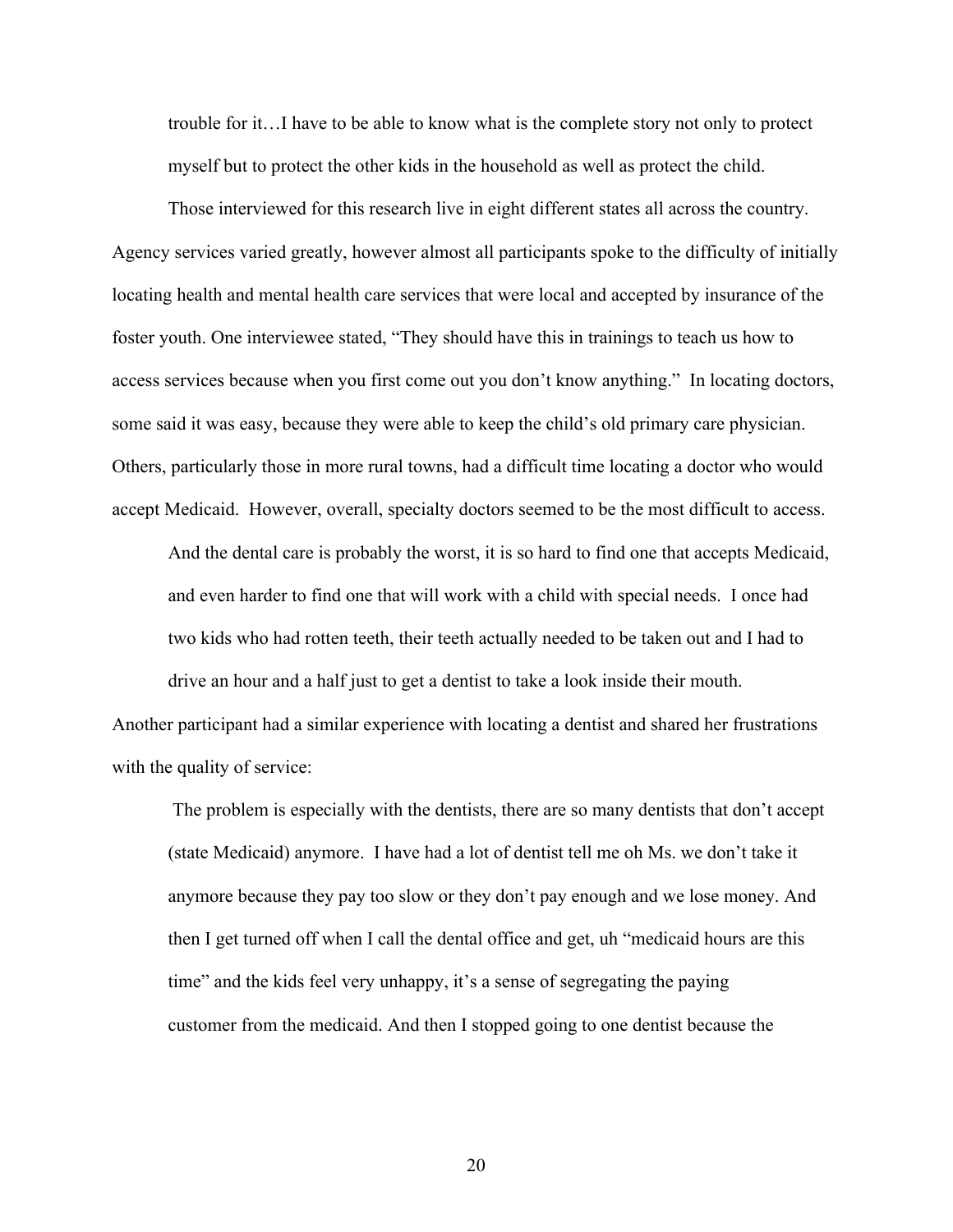> trouble for it…I have to be able to know what is the complete story not only to protect myself but to protect the other kids in the household as well as protect the child.

Those interviewed for this research live in eight different states all across the country. Agency services varied greatly, however almost all participants spoke to the difficulty of initially locating health and mental health care services that were local and accepted by insurance of the foster youth. One interviewee stated, "They should have this in trainings to teach us how to access services because when you first come out you don't know anything." In locating doctors, some said it was easy, because they were able to keep the child's old primary care physician. Others, particularly those in more rural towns, had a difficult time locating a doctor who would accept Medicaid. However, overall, specialty doctors seemed to be the most difficult to access.

> And the dental care is probably the worst, it is so hard to find one that accepts Medicaid, and even harder to find one that will work with a child with special needs. I once had two kids who had rotten teeth, their teeth actually needed to be taken out and I had to drive an hour and a half just to get a dentist to take a look inside their mouth.

Another participant had a similar experience with locating a dentist and shared her frustrations with the quality of service:

> The problem is especially with the dentists, there are so many dentists that don't accept (state Medicaid) anymore. I have had a lot of dentist tell me oh Ms. we don't take it anymore because they pay too slow or they don't pay enough and we lose money. And then I get turned off when I call the dental office and get, uh "medicaid hours are this time" and the kids feel very unhappy, it's a sense of segregating the paying customer from the medicaid. And then I stopped going to one dentist because the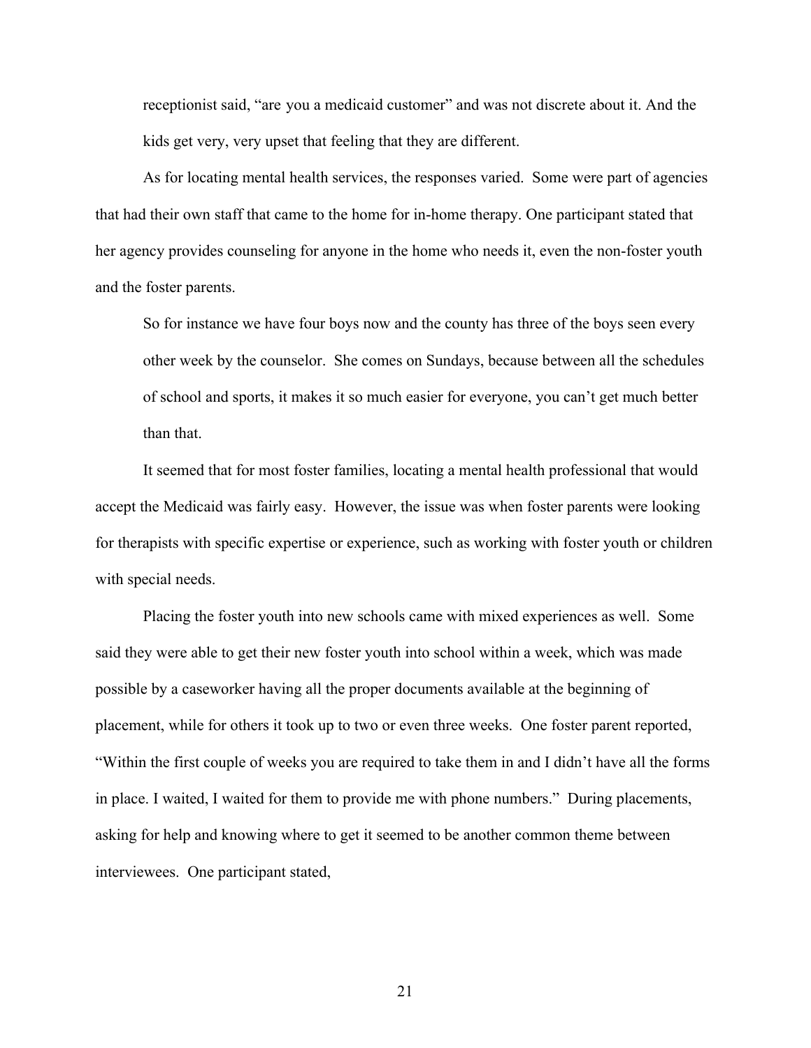> receptionist said, "are you a medicaid customer" and was not discrete about it. And the kids get very, very upset that feeling that they are different.

As for locating mental health services, the responses varied. Some were part of agencies that had their own staff that came to the home for in-home therapy. One participant stated that her agency provides counseling for anyone in the home who needs it, even the non-foster youth and the foster parents.

> So for instance we have four boys now and the county has three of the boys seen every other week by the counselor. She comes on Sundays, because between all the schedules of school and sports, it makes it so much easier for everyone, you can't get much better than that.

It seemed that for most foster families, locating a mental health professional that would accept the Medicaid was fairly easy. However, the issue was when foster parents were looking for therapists with specific expertise or experience, such as working with foster youth or children with special needs.

Placing the foster youth into new schools came with mixed experiences as well. Some said they were able to get their new foster youth into school within a week, which was made possible by a caseworker having all the proper documents available at the beginning of placement, while for others it took up to two or even three weeks. One foster parent reported, "Within the first couple of weeks you are required to take them in and I didn't have all the forms in place. I waited, I waited for them to provide me with phone numbers." During placements, asking for help and knowing where to get it seemed to be another common theme between interviewees. One participant stated,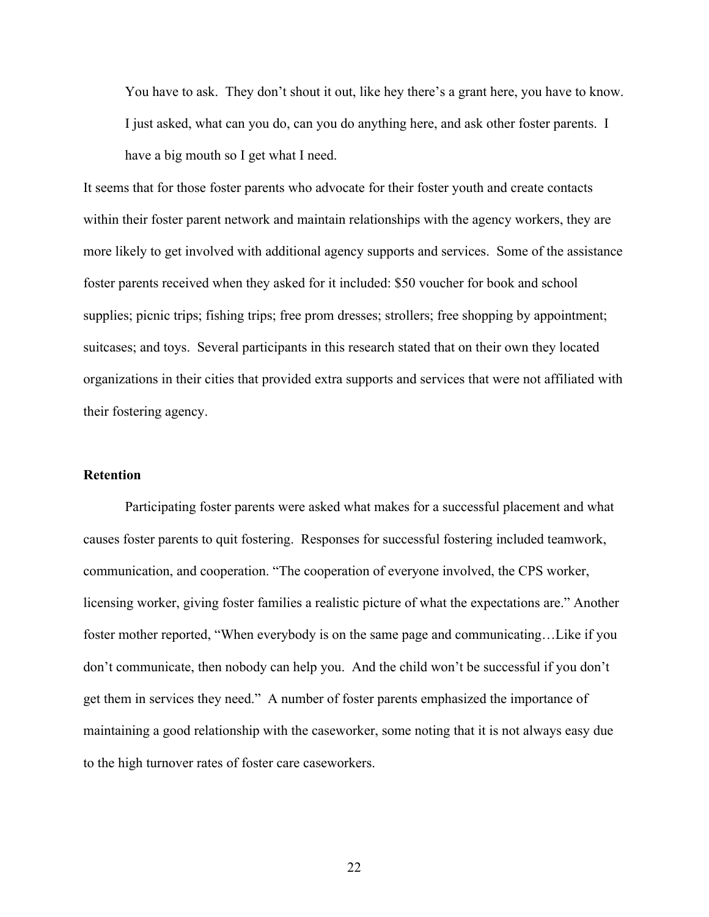> You have to ask. They don't shout it out, like hey there's a grant here, you have to know. I just asked, what can you do, can you do anything here, and ask other foster parents. I have a big mouth so I get what I need.

It seems that for those foster parents who advocate for their foster youth and create contacts within their foster parent network and maintain relationships with the agency workers, they are more likely to get involved with additional agency supports and services. Some of the assistance foster parents received when they asked for it included: $50 voucher for book and school supplies; picnic trips; fishing trips; free prom dresses; strollers; free shopping by appointment; suitcases; and toys. Several participants in this research stated that on their own they located organizations in their cities that provided extra supports and services that were not affiliated with their fostering agency.

**Retention**

Participating foster parents were asked what makes for a successful placement and what causes foster parents to quit fostering. Responses for successful fostering included teamwork, communication, and cooperation. "The cooperation of everyone involved, the CPS worker, licensing worker, giving foster families a realistic picture of what the expectations are." Another foster mother reported, "When everybody is on the same page and communicating…Like if you don't communicate, then nobody can help you. And the child won't be successful if you don't get them in services they need." A number of foster parents emphasized the importance of maintaining a good relationship with the caseworker, some noting that it is not always easy due to the high turnover rates of foster care caseworkers.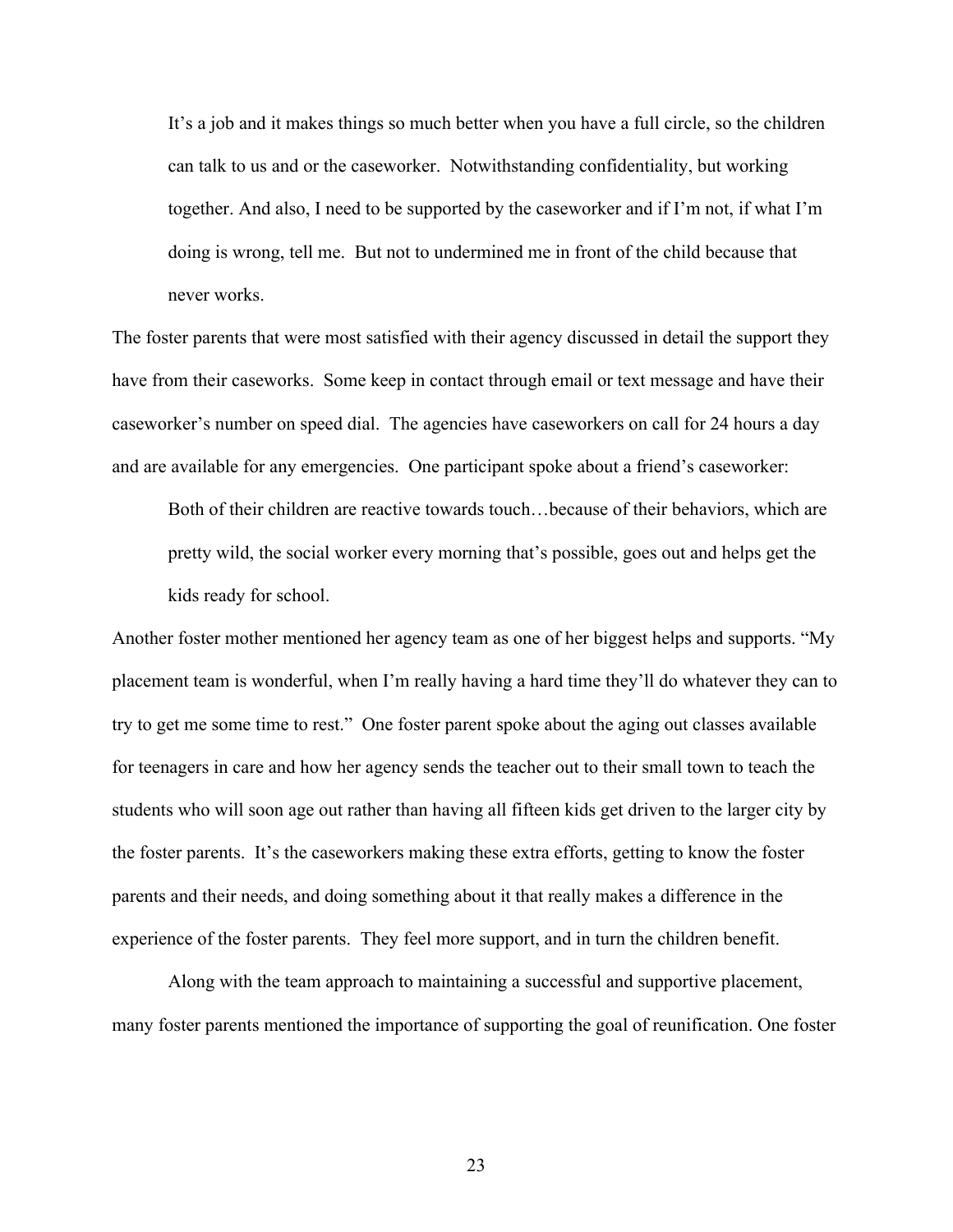> It's a job and it makes things so much better when you have a full circle, so the children can talk to us and or the caseworker. Notwithstanding confidentiality, but working together. And also, I need to be supported by the caseworker and if I'm not, if what I'm doing is wrong, tell me. But not to undermined me in front of the child because that never works.

The foster parents that were most satisfied with their agency discussed in detail the support they have from their caseworks. Some keep in contact through email or text message and have their caseworker's number on speed dial. The agencies have caseworkers on call for 24 hours a day and are available for any emergencies. One participant spoke about a friend's caseworker:

> Both of their children are reactive towards touch…because of their behaviors, which are pretty wild, the social worker every morning that's possible, goes out and helps get the kids ready for school.

Another foster mother mentioned her agency team as one of her biggest helps and supports. "My placement team is wonderful, when I'm really having a hard time they'll do whatever they can to try to get me some time to rest." One foster parent spoke about the aging out classes available for teenagers in care and how her agency sends the teacher out to their small town to teach the students who will soon age out rather than having all fifteen kids get driven to the larger city by the foster parents. It's the caseworkers making these extra efforts, getting to know the foster parents and their needs, and doing something about it that really makes a difference in the experience of the foster parents. They feel more support, and in turn the children benefit.

Along with the team approach to maintaining a successful and supportive placement, many foster parents mentioned the importance of supporting the goal of reunification. One foster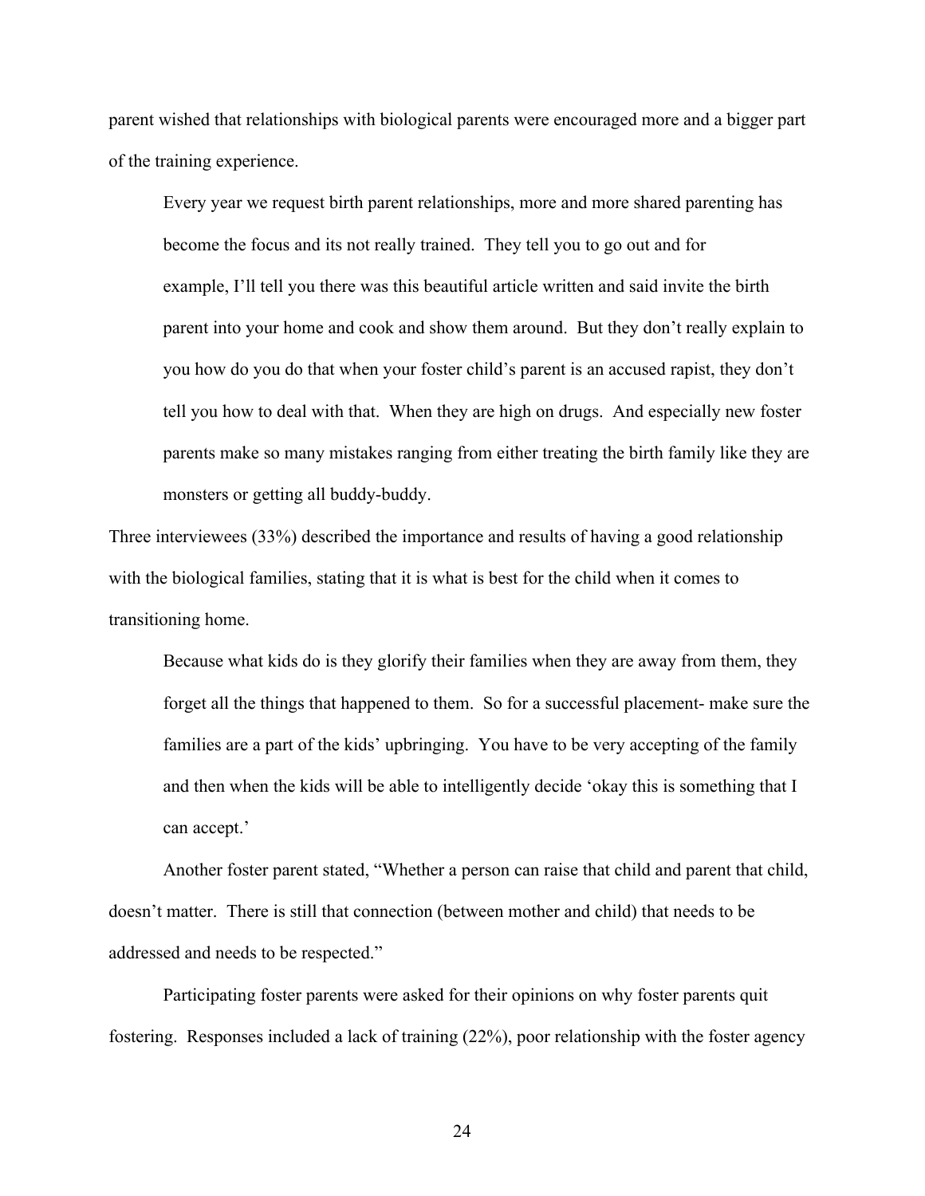parent wished that relationships with biological parents were encouraged more and a bigger part of the training experience.

> Every year we request birth parent relationships, more and more shared parenting has become the focus and its not really trained. They tell you to go out and for example, I'll tell you there was this beautiful article written and said invite the birth parent into your home and cook and show them around. But they don't really explain to you how do you do that when your foster child's parent is an accused rapist, they don't tell you how to deal with that. When they are high on drugs. And especially new foster parents make so many mistakes ranging from either treating the birth family like they are monsters or getting all buddy-buddy.

Three interviewees (33%) described the importance and results of having a good relationship with the biological families, stating that it is what is best for the child when it comes to transitioning home.

> Because what kids do is they glorify their families when they are away from them, they forget all the things that happened to them. So for a successful placement- make sure the families are a part of the kids' upbringing. You have to be very accepting of the family and then when the kids will be able to intelligently decide 'okay this is something that I can accept.'

Another foster parent stated, "Whether a person can raise that child and parent that child, doesn't matter. There is still that connection (between mother and child) that needs to be addressed and needs to be respected."

Participating foster parents were asked for their opinions on why foster parents quit fostering. Responses included a lack of training (22%), poor relationship with the foster agency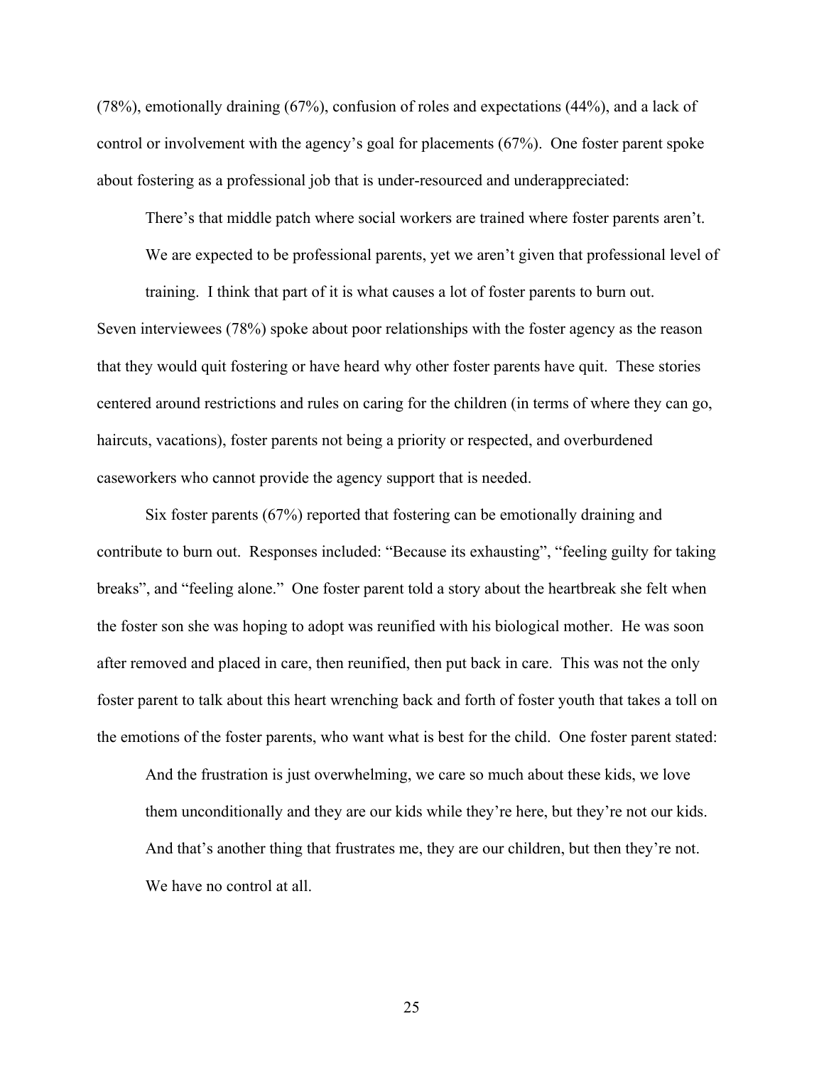(78%), emotionally draining (67%), confusion of roles and expectations (44%), and a lack of control or involvement with the agency's goal for placements (67%). One foster parent spoke about fostering as a professional job that is under-resourced and underappreciated:

> There's that middle patch where social workers are trained where foster parents aren't. We are expected to be professional parents, yet we aren't given that professional level of training. I think that part of it is what causes a lot of foster parents to burn out.

Seven interviewees (78%) spoke about poor relationships with the foster agency as the reason that they would quit fostering or have heard why other foster parents have quit. These stories centered around restrictions and rules on caring for the children (in terms of where they can go, haircuts, vacations), foster parents not being a priority or respected, and overburdened caseworkers who cannot provide the agency support that is needed.

Six foster parents (67%) reported that fostering can be emotionally draining and contribute to burn out. Responses included: "Because its exhausting", "feeling guilty for taking breaks", and "feeling alone." One foster parent told a story about the heartbreak she felt when the foster son she was hoping to adopt was reunified with his biological mother. He was soon after removed and placed in care, then reunified, then put back in care. This was not the only foster parent to talk about this heart wrenching back and forth of foster youth that takes a toll on the emotions of the foster parents, who want what is best for the child. One foster parent stated:

> And the frustration is just overwhelming, we care so much about these kids, we love them unconditionally and they are our kids while they're here, but they're not our kids. And that's another thing that frustrates me, they are our children, but then they're not. We have no control at all.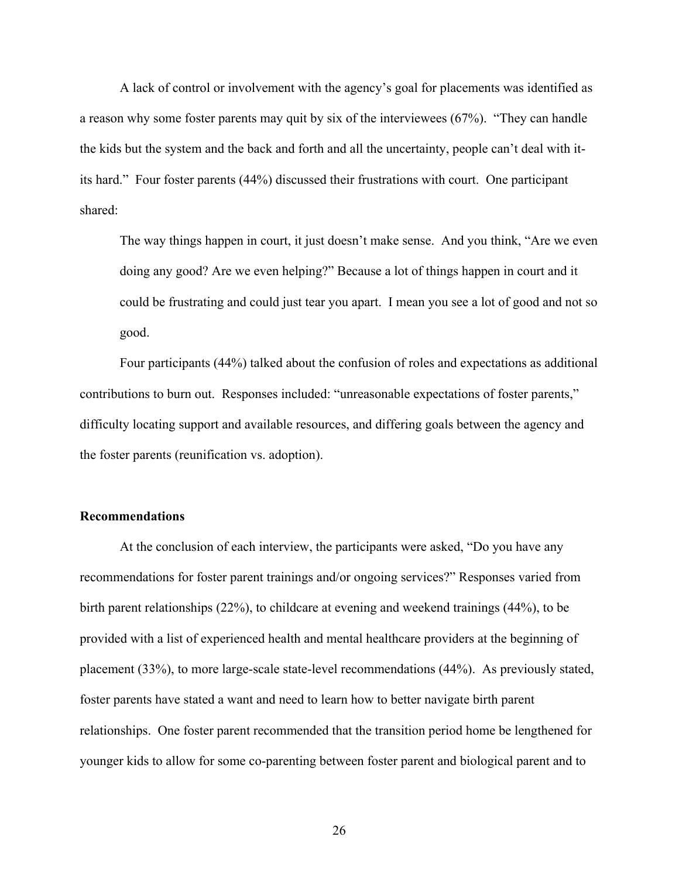A lack of control or involvement with the agency's goal for placements was identified as a reason why some foster parents may quit by six of the interviewees (67%). "They can handle the kids but the system and the back and forth and all the uncertainty, people can't deal with it- its hard." Four foster parents (44%) discussed their frustrations with court. One participant shared:

> The way things happen in court, it just doesn't make sense. And you think, "Are we even doing any good? Are we even helping?" Because a lot of things happen in court and it could be frustrating and could just tear you apart. I mean you see a lot of good and not so good.

Four participants (44%) talked about the confusion of roles and expectations as additional contributions to burn out. Responses included: "unreasonable expectations of foster parents," difficulty locating support and available resources, and differing goals between the agency and the foster parents (reunification vs. adoption).

**Recommendations**

At the conclusion of each interview, the participants were asked, "Do you have any recommendations for foster parent trainings and/or ongoing services?" Responses varied from birth parent relationships (22%), to childcare at evening and weekend trainings (44%), to be provided with a list of experienced health and mental healthcare providers at the beginning of placement (33%), to more large-scale state-level recommendations (44%). As previously stated, foster parents have stated a want and need to learn how to better navigate birth parent relationships. One foster parent recommended that the transition period home be lengthened for younger kids to allow for some co-parenting between foster parent and biological parent and to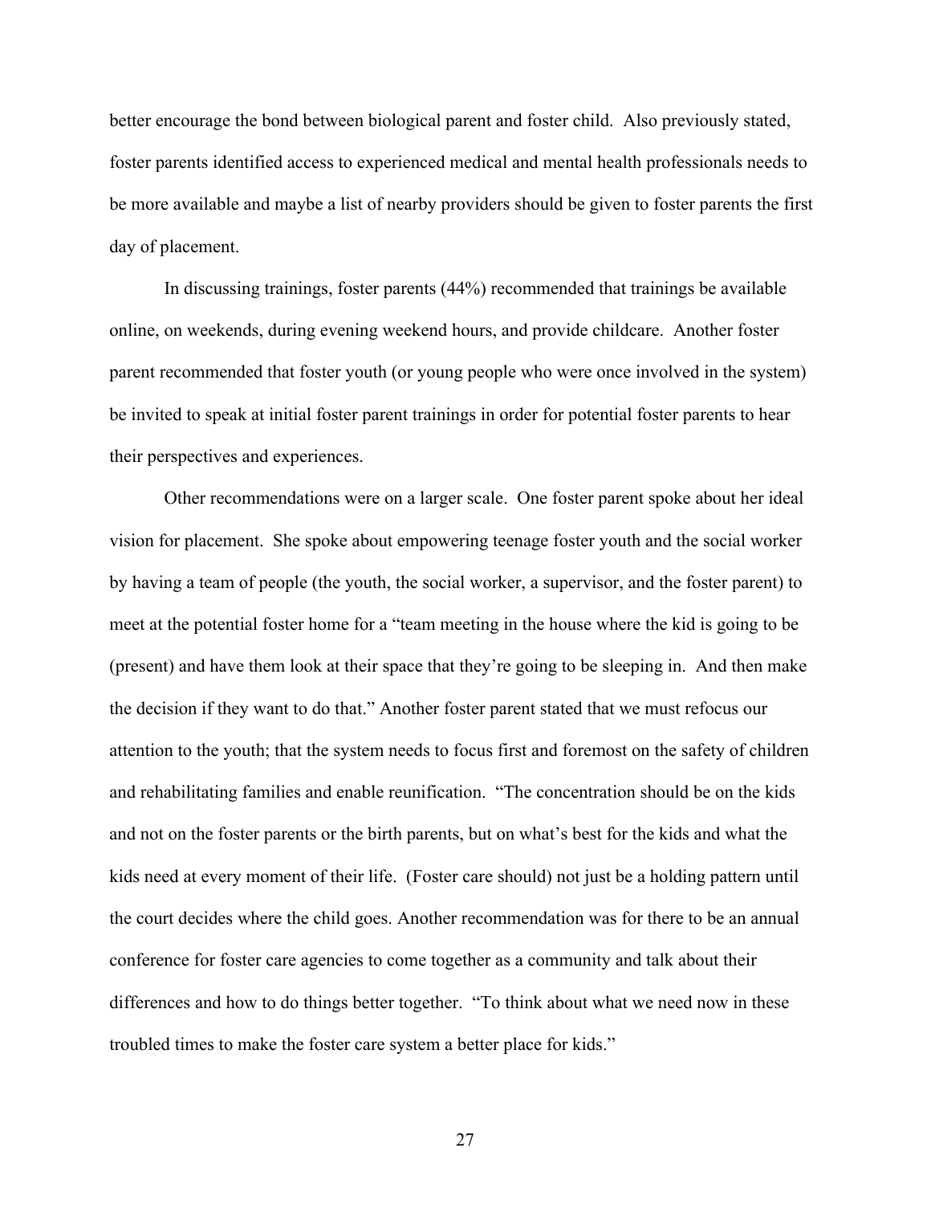better encourage the bond between biological parent and foster child. Also previously stated, foster parents identified access to experienced medical and mental health professionals needs to be more available and maybe a list of nearby providers should be given to foster parents the first day of placement.

In discussing trainings, foster parents (44%) recommended that trainings be available online, on weekends, during evening weekend hours, and provide childcare. Another foster parent recommended that foster youth (or young people who were once involved in the system) be invited to speak at initial foster parent trainings in order for potential foster parents to hear their perspectives and experiences.

Other recommendations were on a larger scale. One foster parent spoke about her ideal vision for placement. She spoke about empowering teenage foster youth and the social worker by having a team of people (the youth, the social worker, a supervisor, and the foster parent) to meet at the potential foster home for a "team meeting in the house where the kid is going to be (present) and have them look at their space that they're going to be sleeping in. And then make the decision if they want to do that." Another foster parent stated that we must refocus our attention to the youth; that the system needs to focus first and foremost on the safety of children and rehabilitating families and enable reunification. "The concentration should be on the kids and not on the foster parents or the birth parents, but on what's best for the kids and what the kids need at every moment of their life. (Foster care should) not just be a holding pattern until the court decides where the child goes. Another recommendation was for there to be an annual conference for foster care agencies to come together as a community and talk about their differences and how to do things better together. "To think about what we need now in these troubled times to make the foster care system a better place for kids."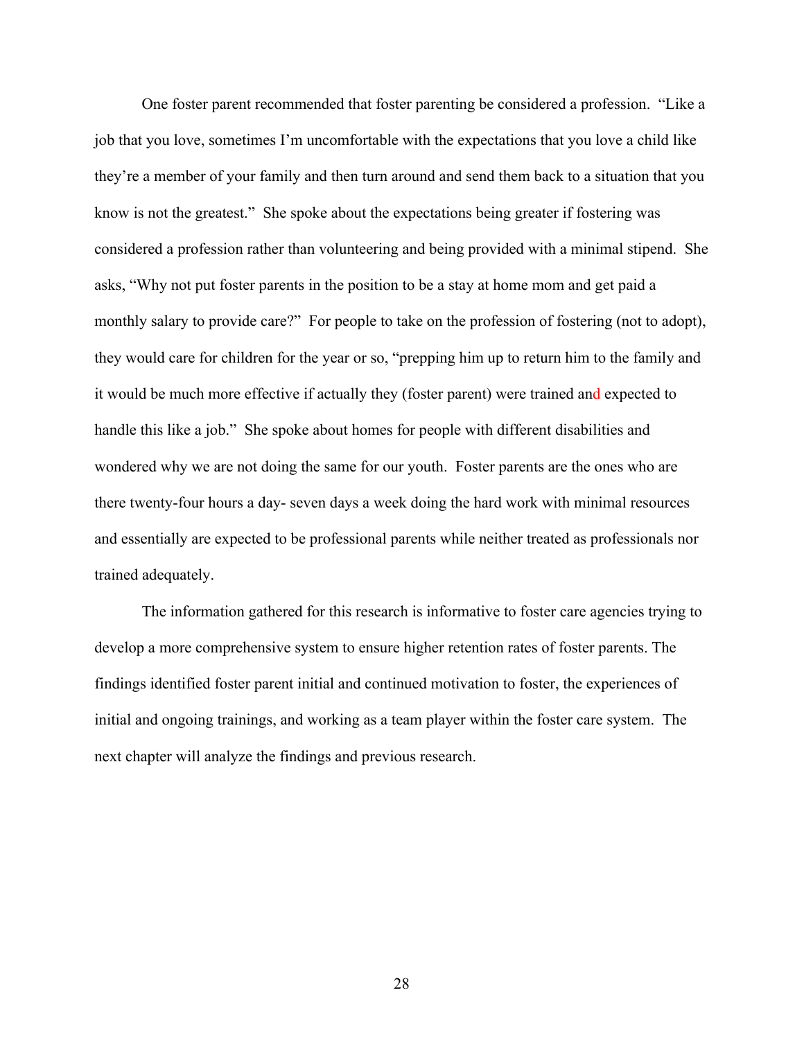One foster parent recommended that foster parenting be considered a profession. "Like a job that you love, sometimes I'm uncomfortable with the expectations that you love a child like they're a member of your family and then turn around and send them back to a situation that you know is not the greatest." She spoke about the expectations being greater if fostering was considered a profession rather than volunteering and being provided with a minimal stipend. She asks, "Why not put foster parents in the position to be a stay at home mom and get paid a monthly salary to provide care?" For people to take on the profession of fostering (not to adopt), they would care for children for the year or so, "prepping him up to return him to the family and it would be much more effective if actually they (foster parent) were trained and expected to handle this like a job." She spoke about homes for people with different disabilities and wondered why we are not doing the same for our youth. Foster parents are the ones who are there twenty-four hours a day- seven days a week doing the hard work with minimal resources and essentially are expected to be professional parents while neither treated as professionals nor trained adequately.

The information gathered for this research is informative to foster care agencies trying to develop a more comprehensive system to ensure higher retention rates of foster parents. The findings identified foster parent initial and continued motivation to foster, the experiences of initial and ongoing trainings, and working as a team player within the foster care system. The next chapter will analyze the findings and previous research.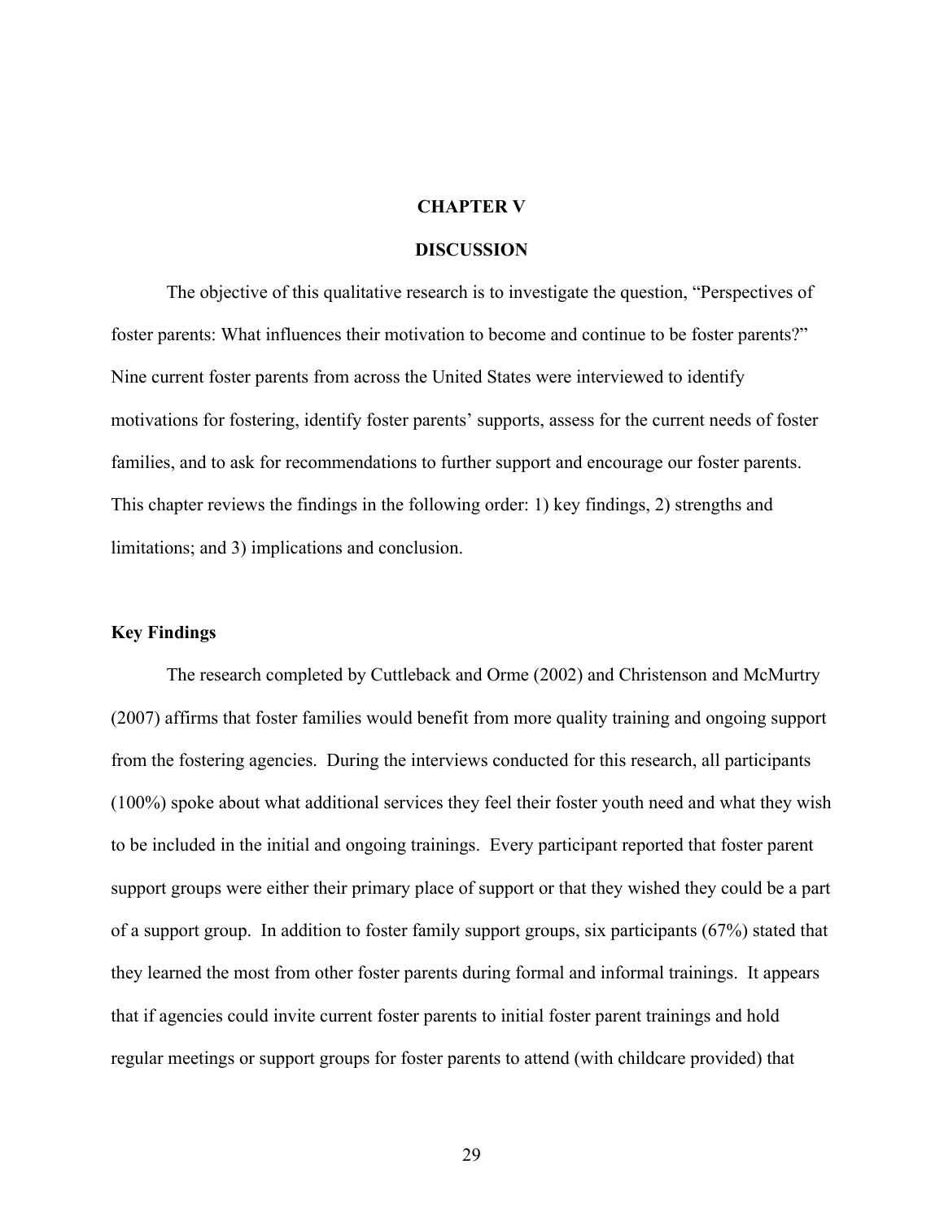# CHAPTER V

# DISCUSSION

The objective of this qualitative research is to investigate the question, "Perspectives of foster parents: What influences their motivation to become and continue to be foster parents?" Nine current foster parents from across the United States were interviewed to identify motivations for fostering, identify foster parents' supports, assess for the current needs of foster families, and to ask for recommendations to further support and encourage our foster parents. This chapter reviews the findings in the following order: 1) key findings, 2) strengths and limitations; and 3) implications and conclusion.

## Key Findings

The research completed by Cuttleback and Orme (2002) and Christenson and McMurtry (2007) affirms that foster families would benefit from more quality training and ongoing support from the fostering agencies. During the interviews conducted for this research, all participants (100%) spoke about what additional services they feel their foster youth need and what they wish to be included in the initial and ongoing trainings. Every participant reported that foster parent support groups were either their primary place of support or that they wished they could be a part of a support group. In addition to foster family support groups, six participants (67%) stated that they learned the most from other foster parents during formal and informal trainings. It appears that if agencies could invite current foster parents to initial foster parent trainings and hold regular meetings or support groups for foster parents to attend (with childcare provided) that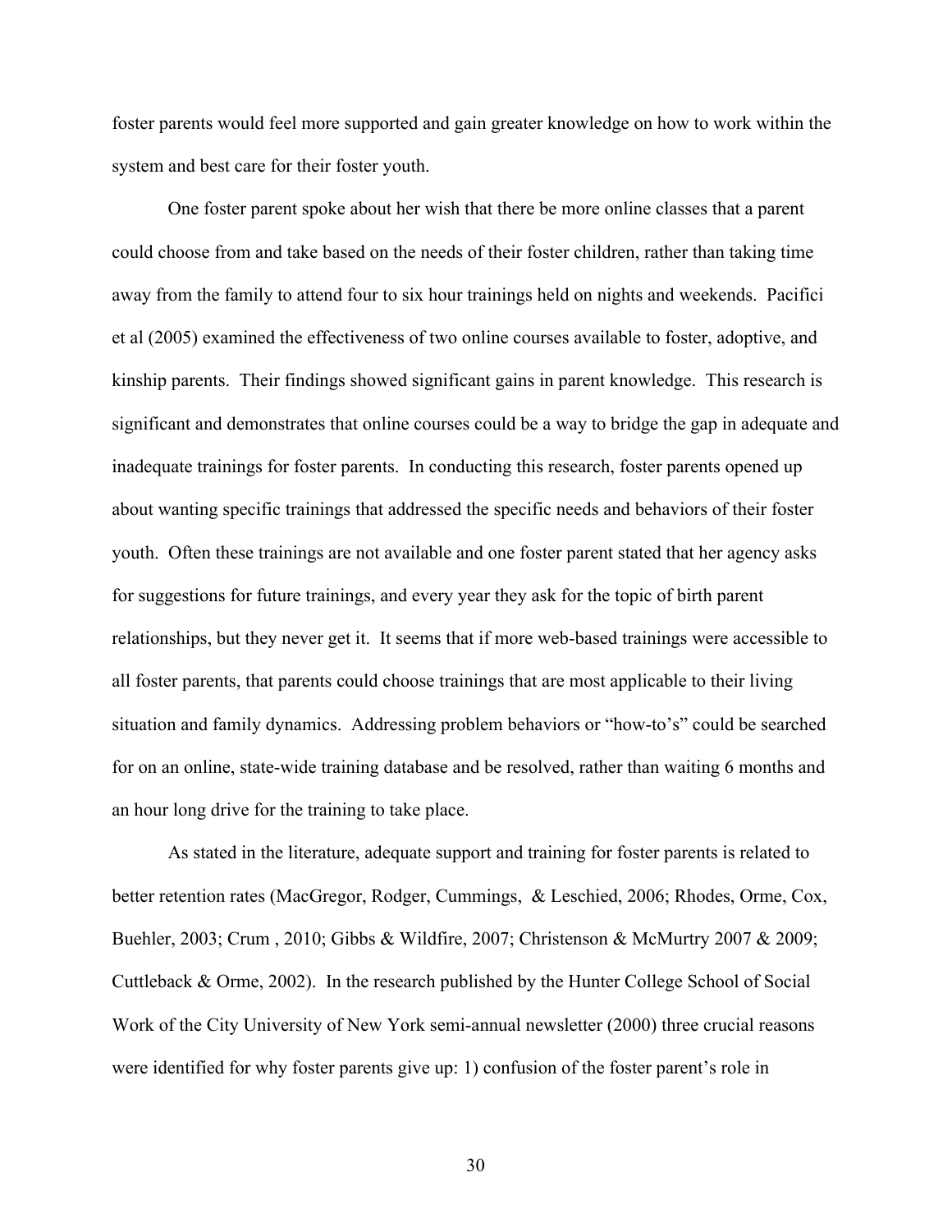foster parents would feel more supported and gain greater knowledge on how to work within the system and best care for their foster youth.

One foster parent spoke about her wish that there be more online classes that a parent could choose from and take based on the needs of their foster children, rather than taking time away from the family to attend four to six hour trainings held on nights and weekends. Pacifici et al (2005) examined the effectiveness of two online courses available to foster, adoptive, and kinship parents. Their findings showed significant gains in parent knowledge. This research is significant and demonstrates that online courses could be a way to bridge the gap in adequate and inadequate trainings for foster parents. In conducting this research, foster parents opened up about wanting specific trainings that addressed the specific needs and behaviors of their foster youth. Often these trainings are not available and one foster parent stated that her agency asks for suggestions for future trainings, and every year they ask for the topic of birth parent relationships, but they never get it. It seems that if more web-based trainings were accessible to all foster parents, that parents could choose trainings that are most applicable to their living situation and family dynamics. Addressing problem behaviors or "how-to's" could be searched for on an online, state-wide training database and be resolved, rather than waiting 6 months and an hour long drive for the training to take place.

As stated in the literature, adequate support and training for foster parents is related to better retention rates (MacGregor, Rodger, Cummings, & Leschied, 2006; Rhodes, Orme, Cox, Buehler, 2003; Crum , 2010; Gibbs & Wildfire, 2007; Christenson & McMurtry 2007 & 2009; Cuttleback & Orme, 2002). In the research published by the Hunter College School of Social Work of the City University of New York semi-annual newsletter (2000) three crucial reasons were identified for why foster parents give up: 1) confusion of the foster parent's role in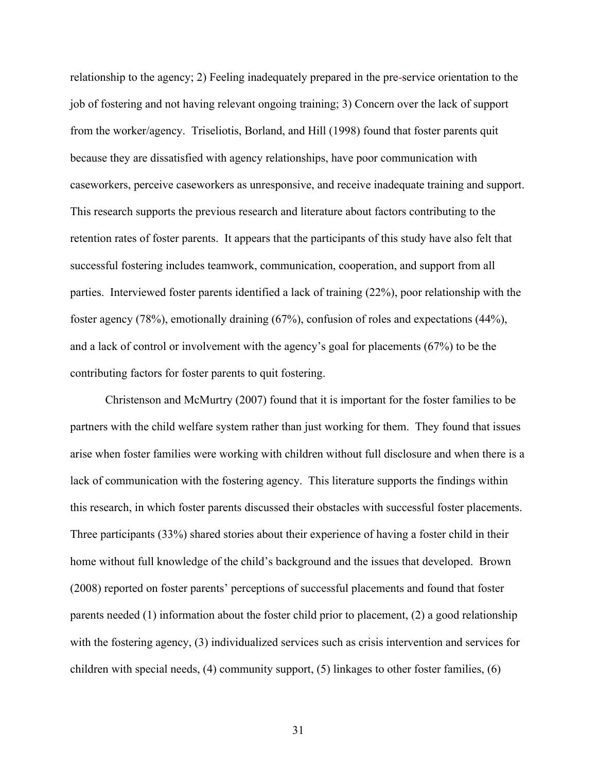relationship to the agency; 2) Feeling inadequately prepared in the pre-service orientation to the job of fostering and not having relevant ongoing training; 3) Concern over the lack of support from the worker/agency. Triseliotis, Borland, and Hill (1998) found that foster parents quit because they are dissatisfied with agency relationships, have poor communication with caseworkers, perceive caseworkers as unresponsive, and receive inadequate training and support. This research supports the previous research and literature about factors contributing to the retention rates of foster parents. It appears that the participants of this study have also felt that successful fostering includes teamwork, communication, cooperation, and support from all parties. Interviewed foster parents identified a lack of training (22%), poor relationship with the foster agency (78%), emotionally draining (67%), confusion of roles and expectations (44%), and a lack of control or involvement with the agency's goal for placements (67%) to be the contributing factors for foster parents to quit fostering.

Christenson and McMurtry (2007) found that it is important for the foster families to be partners with the child welfare system rather than just working for them. They found that issues arise when foster families were working with children without full disclosure and when there is a lack of communication with the fostering agency. This literature supports the findings within this research, in which foster parents discussed their obstacles with successful foster placements. Three participants (33%) shared stories about their experience of having a foster child in their home without full knowledge of the child's background and the issues that developed. Brown (2008) reported on foster parents' perceptions of successful placements and found that foster parents needed (1) information about the foster child prior to placement, (2) a good relationship with the fostering agency, (3) individualized services such as crisis intervention and services for children with special needs, (4) community support, (5) linkages to other foster families, (6)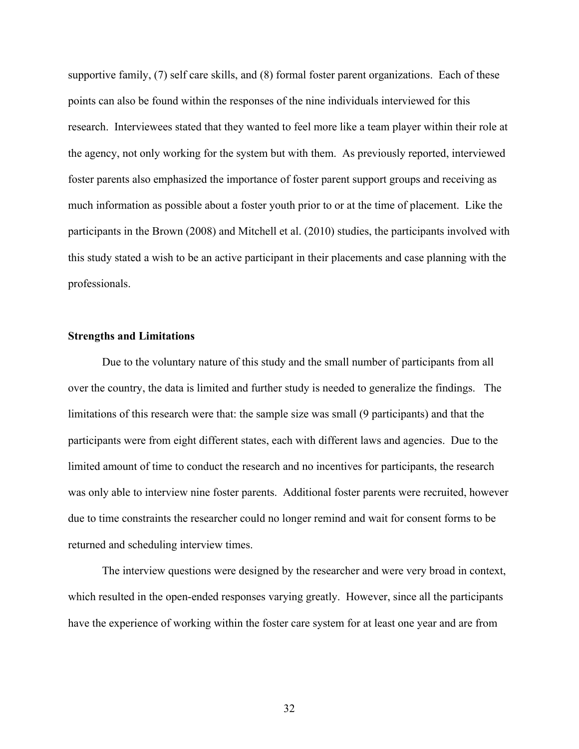supportive family, (7) self care skills, and (8) formal foster parent organizations. Each of these points can also be found within the responses of the nine individuals interviewed for this research. Interviewees stated that they wanted to feel more like a team player within their role at the agency, not only working for the system but with them. As previously reported, interviewed foster parents also emphasized the importance of foster parent support groups and receiving as much information as possible about a foster youth prior to or at the time of placement. Like the participants in the Brown (2008) and Mitchell et al. (2010) studies, the participants involved with this study stated a wish to be an active participant in their placements and case planning with the professionals.

### Strengths and Limitations

Due to the voluntary nature of this study and the small number of participants from all over the country, the data is limited and further study is needed to generalize the findings. The limitations of this research were that: the sample size was small (9 participants) and that the participants were from eight different states, each with different laws and agencies. Due to the limited amount of time to conduct the research and no incentives for participants, the research was only able to interview nine foster parents. Additional foster parents were recruited, however due to time constraints the researcher could no longer remind and wait for consent forms to be returned and scheduling interview times.

The interview questions were designed by the researcher and were very broad in context, which resulted in the open-ended responses varying greatly. However, since all the participants have the experience of working within the foster care system for at least one year and are from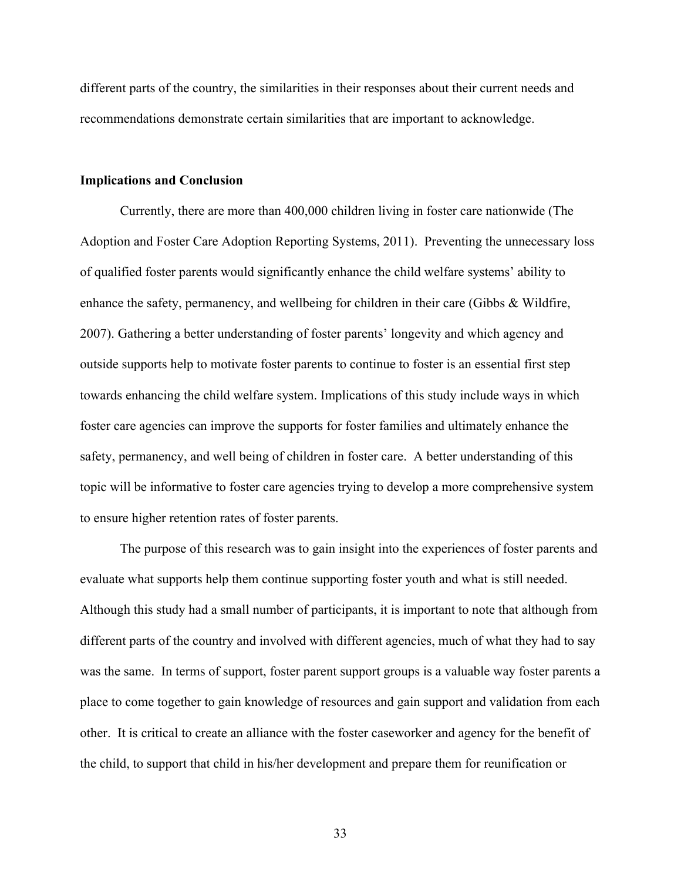different parts of the country, the similarities in their responses about their current needs and recommendations demonstrate certain similarities that are important to acknowledge.

**Implications and Conclusion**

Currently, there are more than 400,000 children living in foster care nationwide (The Adoption and Foster Care Adoption Reporting Systems, 2011). Preventing the unnecessary loss of qualified foster parents would significantly enhance the child welfare systems' ability to enhance the safety, permanency, and wellbeing for children in their care (Gibbs & Wildfire, 2007). Gathering a better understanding of foster parents' longevity and which agency and outside supports help to motivate foster parents to continue to foster is an essential first step towards enhancing the child welfare system. Implications of this study include ways in which foster care agencies can improve the supports for foster families and ultimately enhance the safety, permanency, and well being of children in foster care. A better understanding of this topic will be informative to foster care agencies trying to develop a more comprehensive system to ensure higher retention rates of foster parents.

The purpose of this research was to gain insight into the experiences of foster parents and evaluate what supports help them continue supporting foster youth and what is still needed. Although this study had a small number of participants, it is important to note that although from different parts of the country and involved with different agencies, much of what they had to say was the same. In terms of support, foster parent support groups is a valuable way foster parents a place to come together to gain knowledge of resources and gain support and validation from each other. It is critical to create an alliance with the foster caseworker and agency for the benefit of the child, to support that child in his/her development and prepare them for reunification or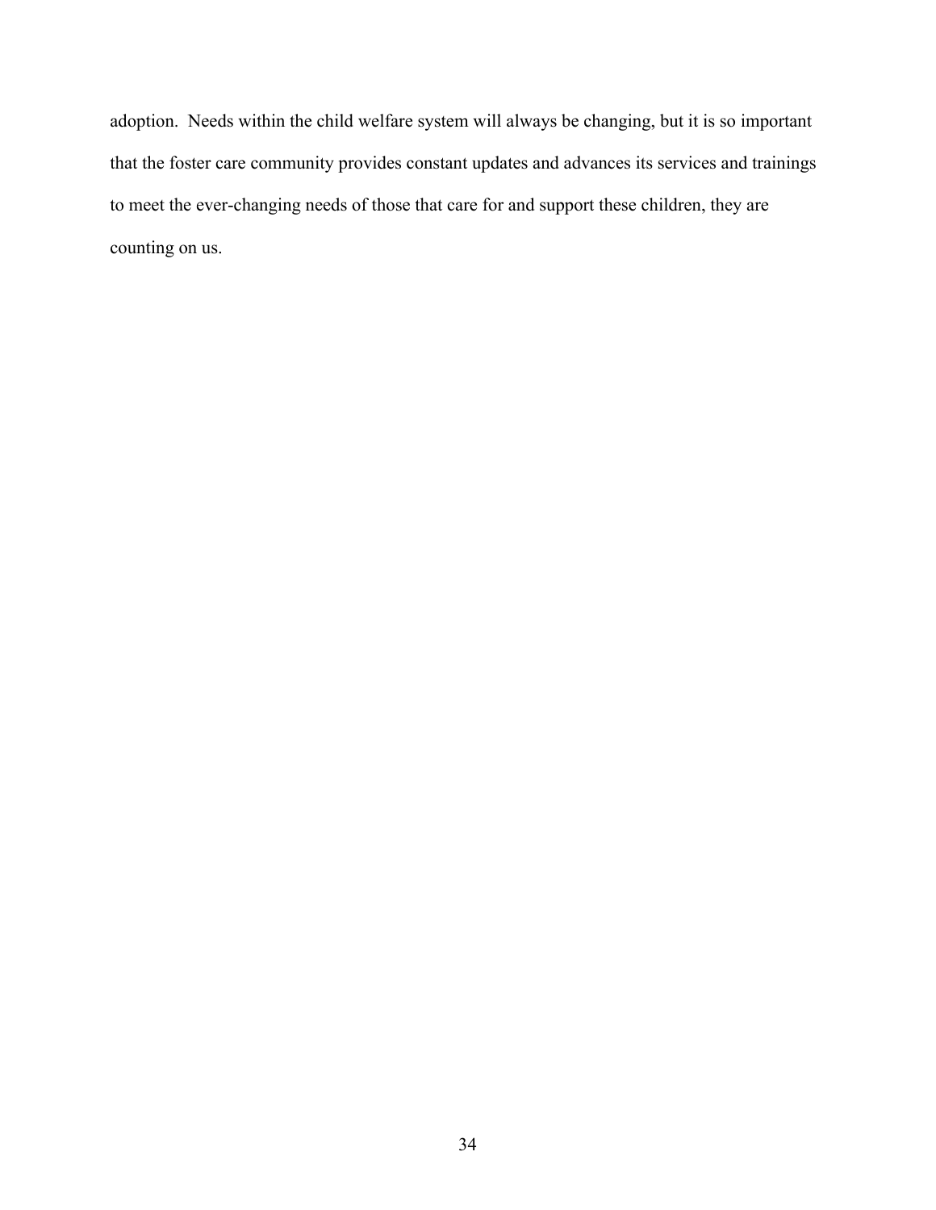adoption. Needs within the child welfare system will always be changing, but it is so important that the foster care community provides constant updates and advances its services and trainings to meet the ever-changing needs of those that care for and support these children, they are counting on us.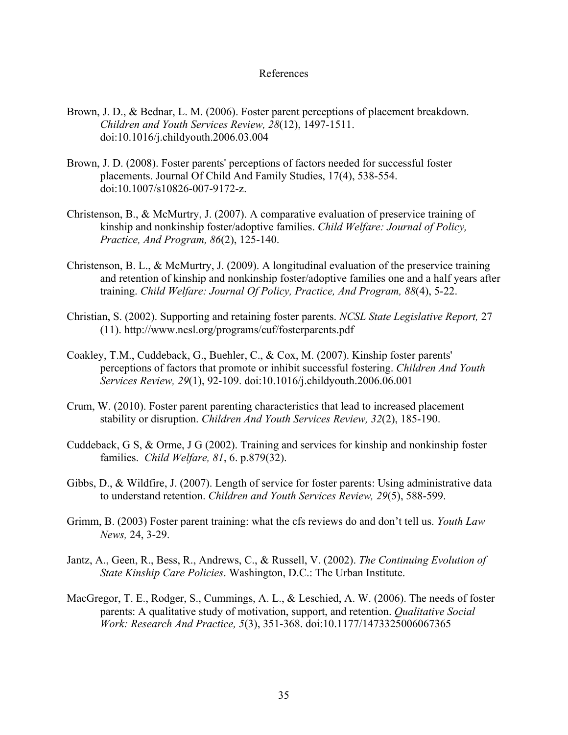# References

Brown, J. D., & Bednar, L. M. (2006). Foster parent perceptions of placement breakdown. *Children and Youth Services Review, 28*(12), 1497-1511. doi:10.1016/j.childyouth.2006.03.004

Brown, J. D. (2008). Foster parents' perceptions of factors needed for successful foster placements. Journal Of Child And Family Studies, 17(4), 538-554. doi:10.1007/s10826-007-9172-z.

Christenson, B., & McMurtry, J. (2007). A comparative evaluation of preservice training of kinship and nonkinship foster/adoptive families. *Child Welfare: Journal of Policy, Practice, And Program, 86*(2), 125-140.

Christenson, B. L., & McMurtry, J. (2009). A longitudinal evaluation of the preservice training and retention of kinship and nonkinship foster/adoptive families one and a half years after training. *Child Welfare: Journal Of Policy, Practice, And Program, 88*(4), 5-22.

Christian, S. (2002). Supporting and retaining foster parents. *NCSL State Legislative Report,* 27 (11). http://www.ncsl.org/programs/cuf/fosterparents.pdf

Coakley, T.M., Cuddeback, G., Buehler, C., & Cox, M. (2007). Kinship foster parents' perceptions of factors that promote or inhibit successful fostering. *Children And Youth Services Review, 29*(1), 92-109. doi:10.1016/j.childyouth.2006.06.001

Crum, W. (2010). Foster parent parenting characteristics that lead to increased placement stability or disruption. *Children And Youth Services Review, 32*(2), 185-190.

Cuddeback, G S, & Orme, J G (2002). Training and services for kinship and nonkinship foster families. *Child Welfare, 81*, 6. p.879(32).

Gibbs, D., & Wildfire, J. (2007). Length of service for foster parents: Using administrative data to understand retention. *Children and Youth Services Review, 29*(5), 588-599.

Grimm, B. (2003) Foster parent training: what the cfs reviews do and don't tell us. *Youth Law News,* 24, 3-29.

Jantz, A., Geen, R., Bess, R., Andrews, C., & Russell, V. (2002). *The Continuing Evolution of State Kinship Care Policies*. Washington, D.C.: The Urban Institute.

MacGregor, T. E., Rodger, S., Cummings, A. L., & Leschied, A. W. (2006). The needs of foster parents: A qualitative study of motivation, support, and retention. *Qualitative Social Work: Research And Practice, 5*(3), 351-368. doi:10.1177/1473325006067365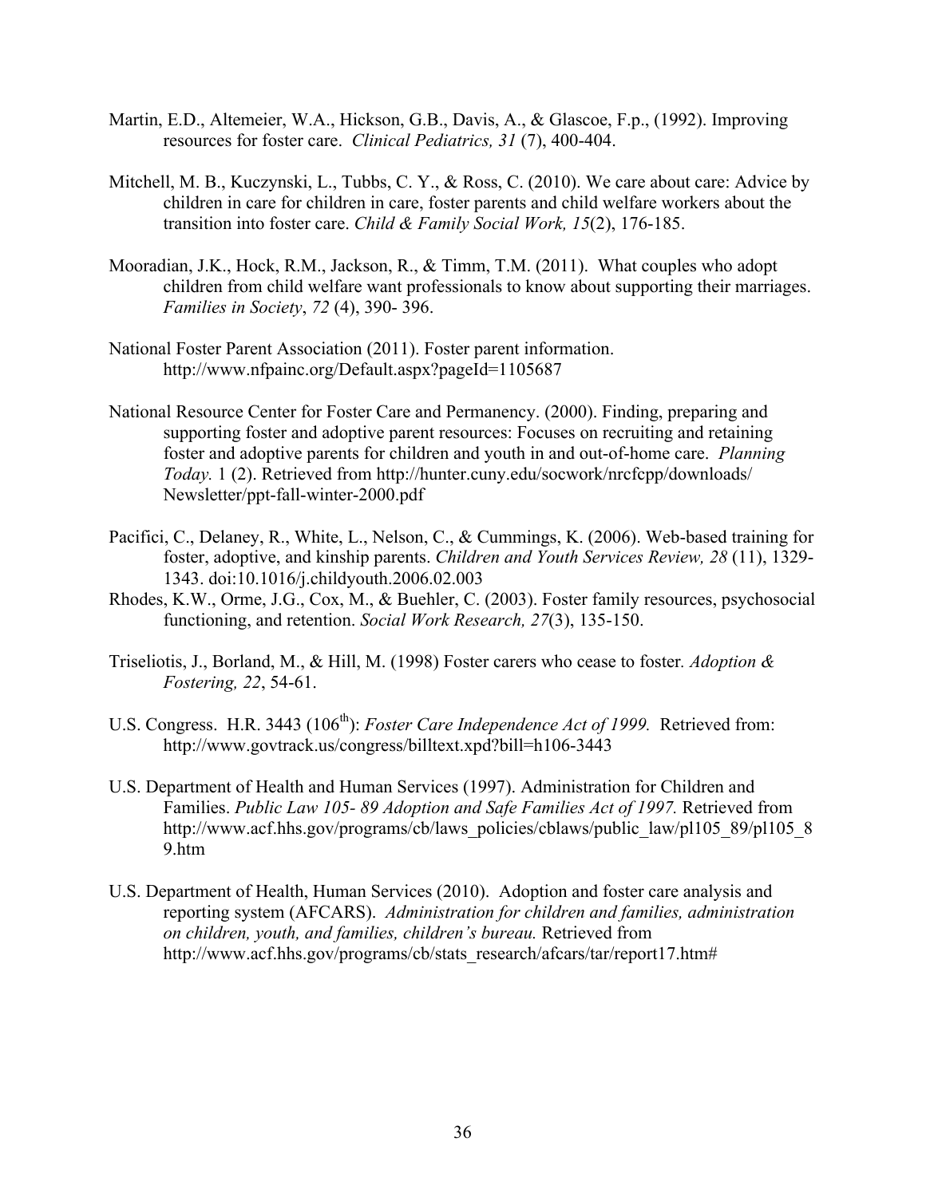Martin, E.D., Altemeier, W.A., Hickson, G.B., Davis, A., & Glascoe, F.p., (1992). Improving resources for foster care. *Clinical Pediatrics, 31* (7), 400-404.

Mitchell, M. B., Kuczynski, L., Tubbs, C. Y., & Ross, C. (2010). We care about care: Advice by children in care for children in care, foster parents and child welfare workers about the transition into foster care. *Child & Family Social Work, 15*(2), 176-185.

Mooradian, J.K., Hock, R.M., Jackson, R., & Timm, T.M. (2011). What couples who adopt children from child welfare want professionals to know about supporting their marriages. *Families in Society*, *72* (4), 390- 396.

National Foster Parent Association (2011). Foster parent information. http://www.nfpainc.org/Default.aspx?pageId=1105687

National Resource Center for Foster Care and Permanency. (2000). Finding, preparing and supporting foster and adoptive parent resources: Focuses on recruiting and retaining foster and adoptive parents for children and youth in and out-of-home care. *Planning Today.* 1 (2). Retrieved from http://hunter.cuny.edu/socwork/nrcfcpp/downloads/Newsletter/ppt-fall-winter-2000.pdf

Pacifici, C., Delaney, R., White, L., Nelson, C., & Cummings, K. (2006). Web-based training for foster, adoptive, and kinship parents. *Children and Youth Services Review, 28* (11), 1329-1343. doi:10.1016/j.childyouth.2006.02.003

Rhodes, K.W., Orme, J.G., Cox, M., & Buehler, C. (2003). Foster family resources, psychosocial functioning, and retention. *Social Work Research, 27*(3), 135-150.

Triseliotis, J., Borland, M., & Hill, M. (1998) Foster carers who cease to foster. *Adoption & Fostering, 22*, 54-61.

U.S. Congress. H.R. 3443 (106th): *Foster Care Independence Act of 1999.* Retrieved from: http://www.govtrack.us/congress/billtext.xpd?bill=h106-3443

U.S. Department of Health and Human Services (1997). Administration for Children and Families. *Public Law 105- 89 Adoption and Safe Families Act of 1997.* Retrieved from http://www.acf.hhs.gov/programs/cb/laws_policies/cblaws/public_law/pl105_89/pl105_89.htm

U.S. Department of Health, Human Services (2010). Adoption and foster care analysis and reporting system (AFCARS). *Administration for children and families, administration on children, youth, and families, children's bureau.* Retrieved from http://www.acf.hhs.gov/programs/cb/stats_research/afcars/tar/report17.htm#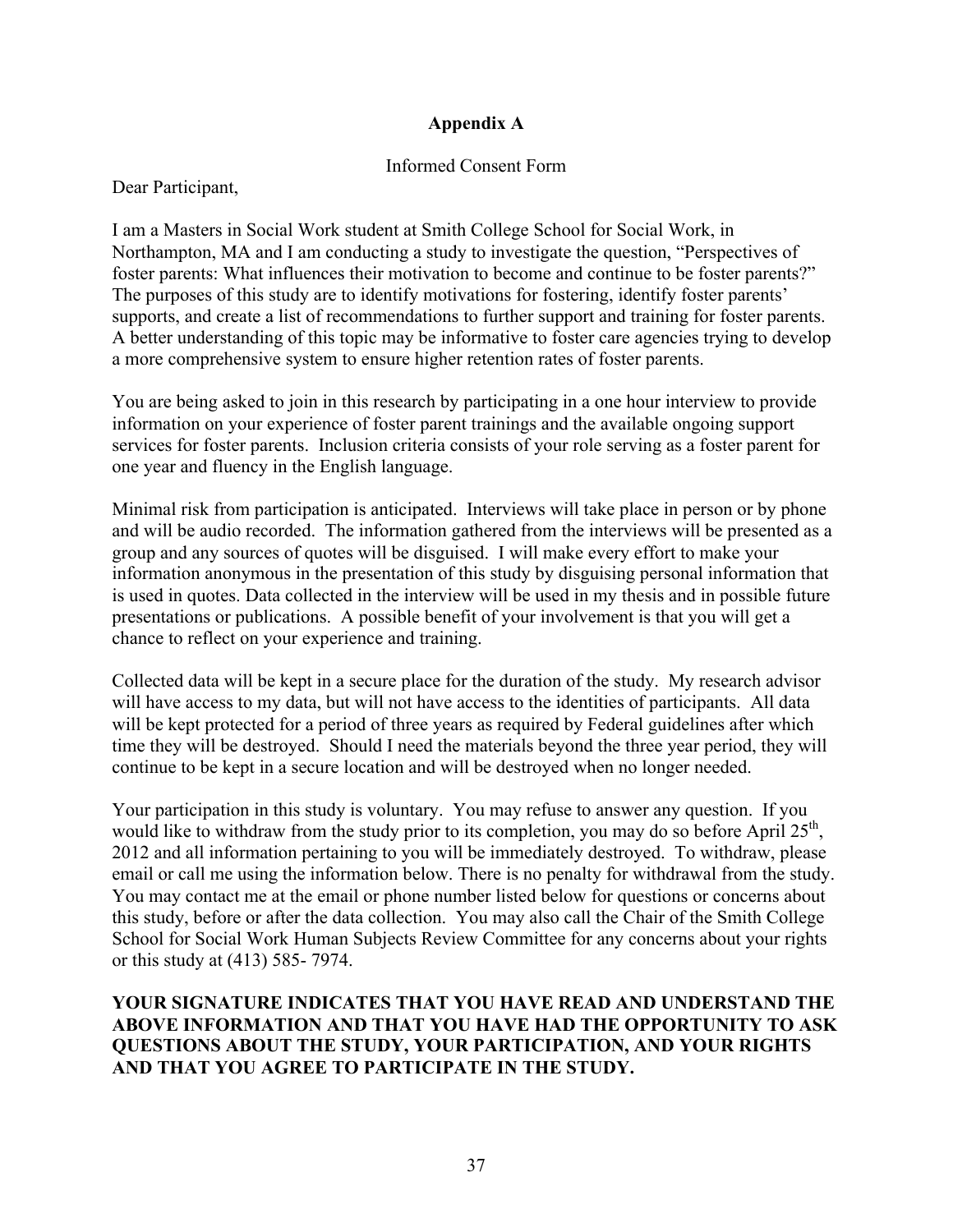# Appendix A

Informed Consent Form

Dear Participant,

I am a Masters in Social Work student at Smith College School for Social Work, in Northampton, MA and I am conducting a study to investigate the question, "Perspectives of foster parents: What influences their motivation to become and continue to be foster parents?" The purposes of this study are to identify motivations for fostering, identify foster parents' supports, and create a list of recommendations to further support and training for foster parents. A better understanding of this topic may be informative to foster care agencies trying to develop a more comprehensive system to ensure higher retention rates of foster parents.

You are being asked to join in this research by participating in a one hour interview to provide information on your experience of foster parent trainings and the available ongoing support services for foster parents. Inclusion criteria consists of your role serving as a foster parent for one year and fluency in the English language.

Minimal risk from participation is anticipated. Interviews will take place in person or by phone and will be audio recorded. The information gathered from the interviews will be presented as a group and any sources of quotes will be disguised. I will make every effort to make your information anonymous in the presentation of this study by disguising personal information that is used in quotes. Data collected in the interview will be used in my thesis and in possible future presentations or publications. A possible benefit of your involvement is that you will get a chance to reflect on your experience and training.

Collected data will be kept in a secure place for the duration of the study. My research advisor will have access to my data, but will not have access to the identities of participants. All data will be kept protected for a period of three years as required by Federal guidelines after which time they will be destroyed. Should I need the materials beyond the three year period, they will continue to be kept in a secure location and will be destroyed when no longer needed.

Your participation in this study is voluntary. You may refuse to answer any question. If you would like to withdraw from the study prior to its completion, you may do so before April 25th, 2012 and all information pertaining to you will be immediately destroyed. To withdraw, please email or call me using the information below. There is no penalty for withdrawal from the study. You may contact me at the email or phone number listed below for questions or concerns about this study, before or after the data collection. You may also call the Chair of the Smith College School for Social Work Human Subjects Review Committee for any concerns about your rights or this study at (413) 585- 7974.

**YOUR SIGNATURE INDICATES THAT YOU HAVE READ AND UNDERSTAND THE ABOVE INFORMATION AND THAT YOU HAVE HAD THE OPPORTUNITY TO ASK QUESTIONS ABOUT THE STUDY, YOUR PARTICIPATION, AND YOUR RIGHTS AND THAT YOU AGREE TO PARTICIPATE IN THE STUDY.**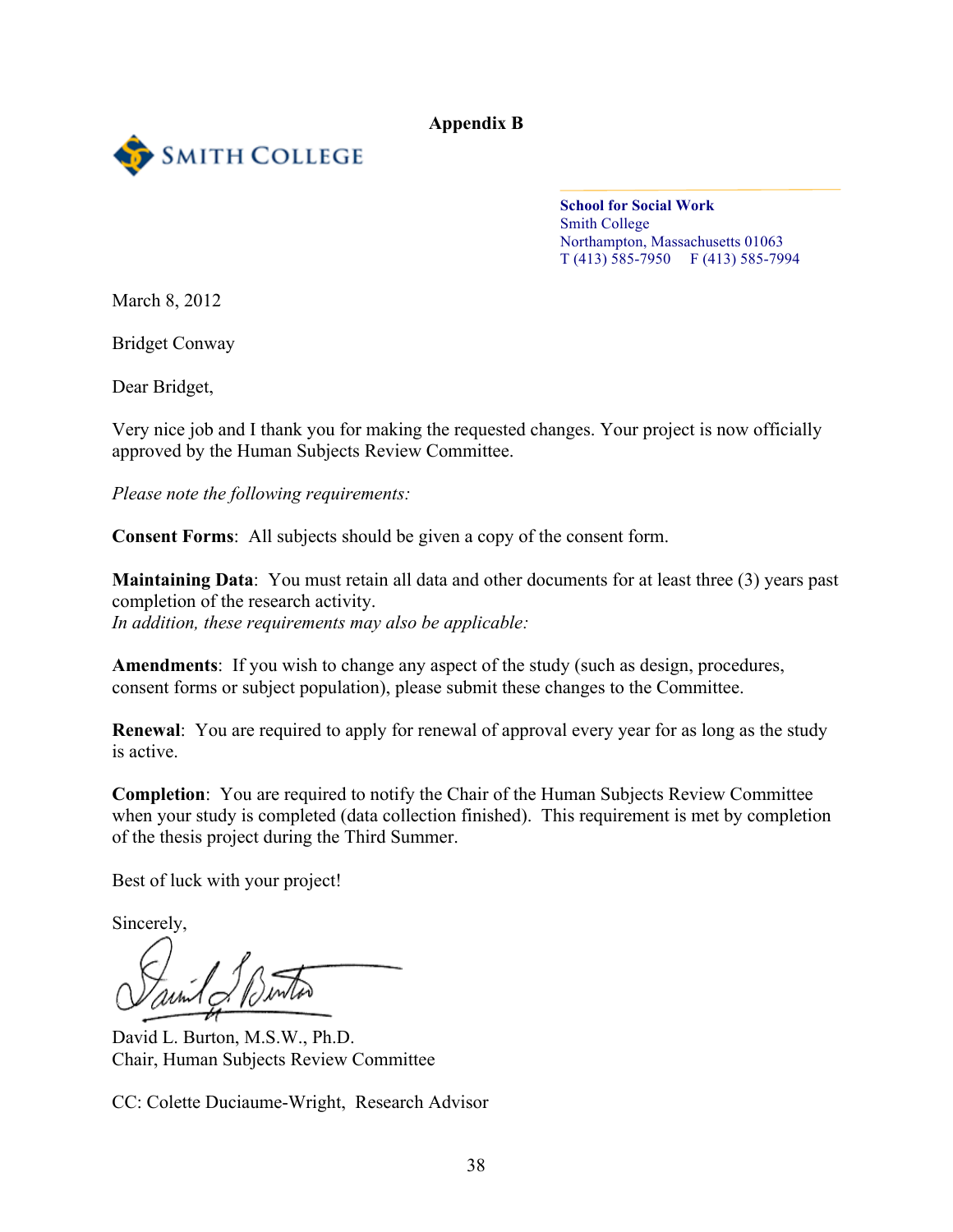# Appendix B

SMITH COLLEGE

**School for Social Work**
Smith College
Northampton, Massachusetts 01063
T (413) 585-7950    F (413) 585-7994

March 8, 2012

Bridget Conway

Dear Bridget,

Very nice job and I thank you for making the requested changes. Your project is now officially approved by the Human Subjects Review Committee.

*Please note the following requirements:*

**Consent Forms**: All subjects should be given a copy of the consent form.

**Maintaining Data**: You must retain all data and other documents for at least three (3) years past completion of the research activity.
*In addition, these requirements may also be applicable:*

**Amendments**: If you wish to change any aspect of the study (such as design, procedures, consent forms or subject population), please submit these changes to the Committee.

**Renewal**: You are required to apply for renewal of approval every year for as long as the study is active.

**Completion**: You are required to notify the Chair of the Human Subjects Review Committee when your study is completed (data collection finished). This requirement is met by completion of the thesis project during the Third Summer.

Best of luck with your project!

Sincerely,

David L. Burton, M.S.W., Ph.D.
Chair, Human Subjects Review Committee

CC: Colette Duciaume-Wright, Research Advisor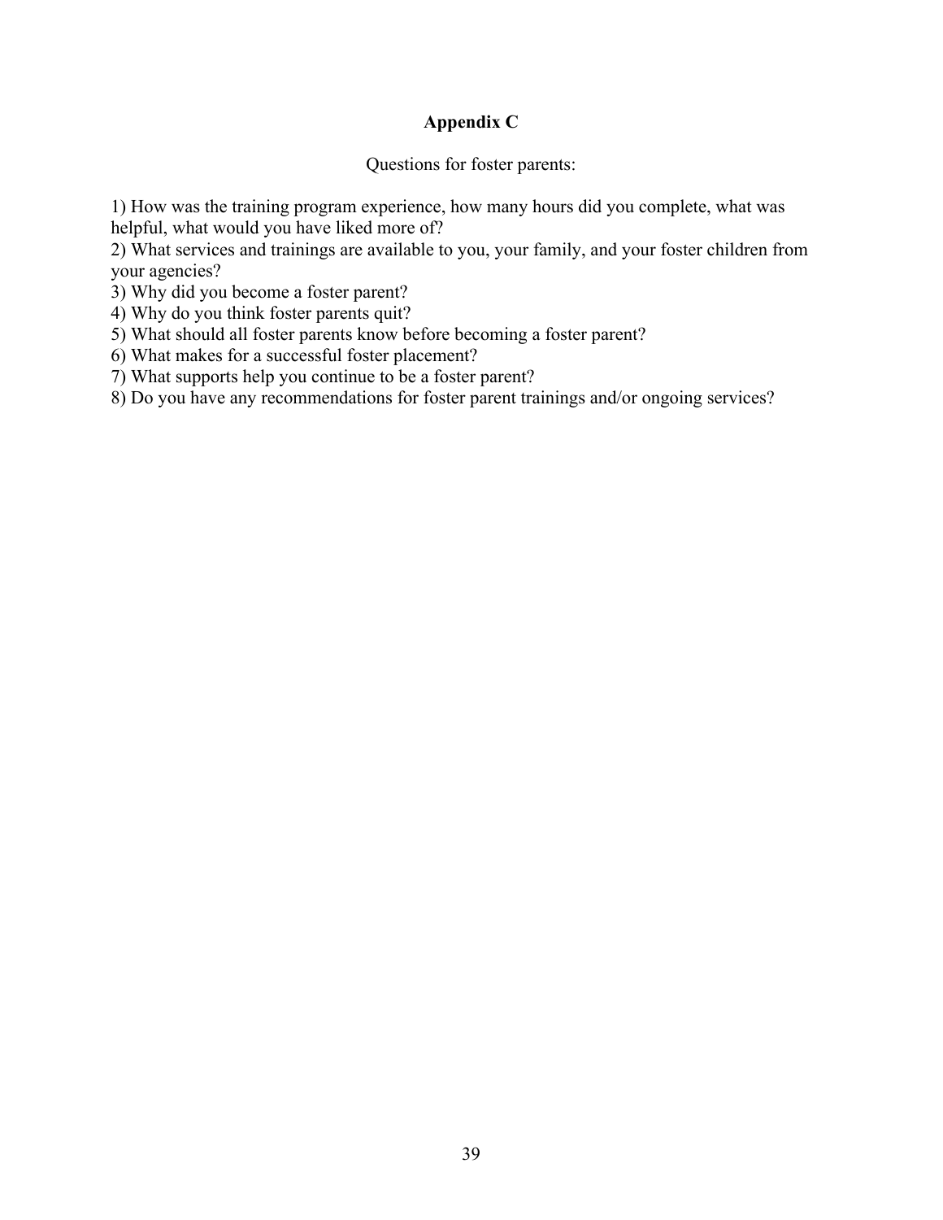## Appendix C

Questions for foster parents:

1) How was the training program experience, how many hours did you complete, what was helpful, what would you have liked more of?
2) What services and trainings are available to you, your family, and your foster children from your agencies?
3) Why did you become a foster parent?
4) Why do you think foster parents quit?
5) What should all foster parents know before becoming a foster parent?
6) What makes for a successful foster placement?
7) What supports help you continue to be a foster parent?
8) Do you have any recommendations for foster parent trainings and/or ongoing services?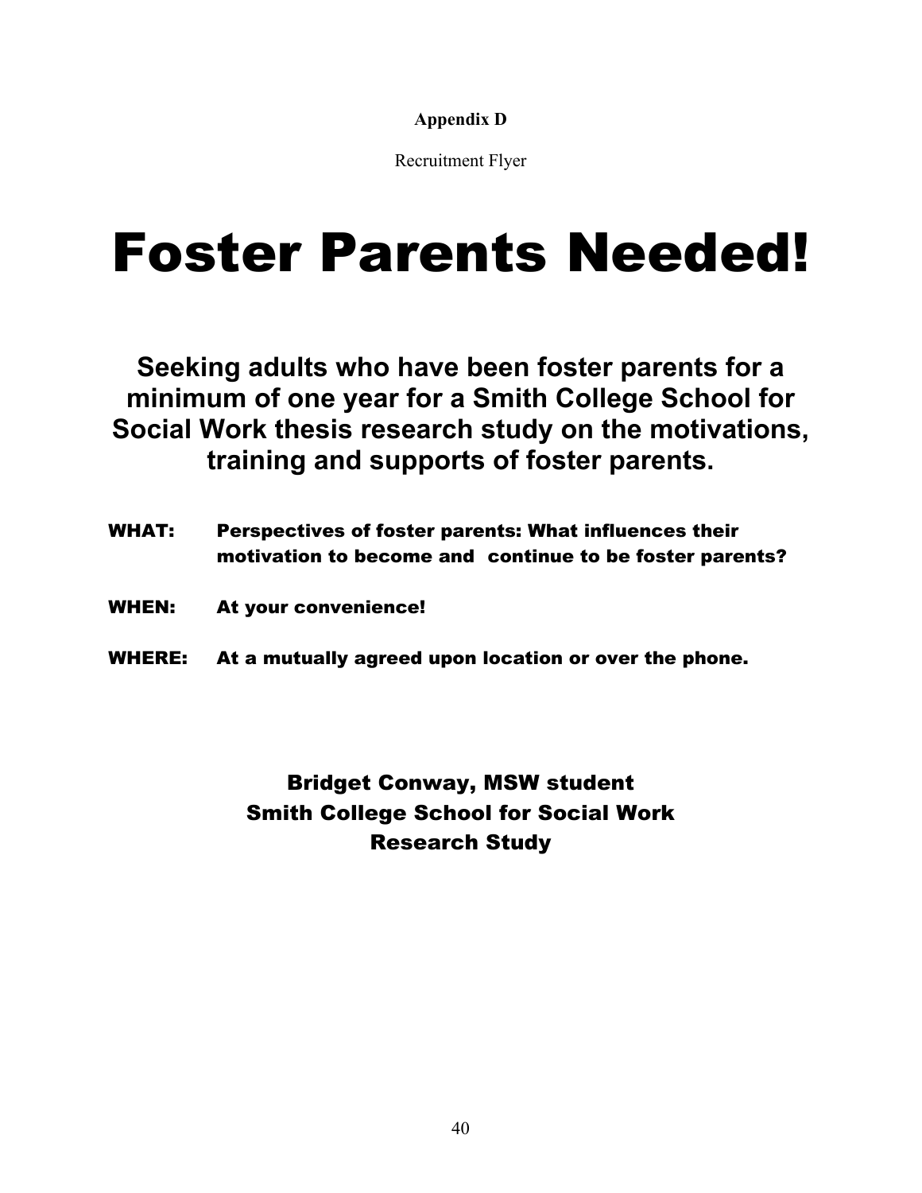**Appendix D**

Recruitment Flyer

# Foster Parents Needed!

## Seeking adults who have been foster parents for a minimum of one year for a Smith College School for Social Work thesis research study on the motivations, training and supports of foster parents.

**WHAT:** **Perspectives of foster parents: What influences their motivation to become and continue to be foster parents?**

**WHEN:** **At your convenience!**

**WHERE:** **At a mutually agreed upon location or over the phone.**

**Bridget Conway, MSW student**
**Smith College School for Social Work**
**Research Study**